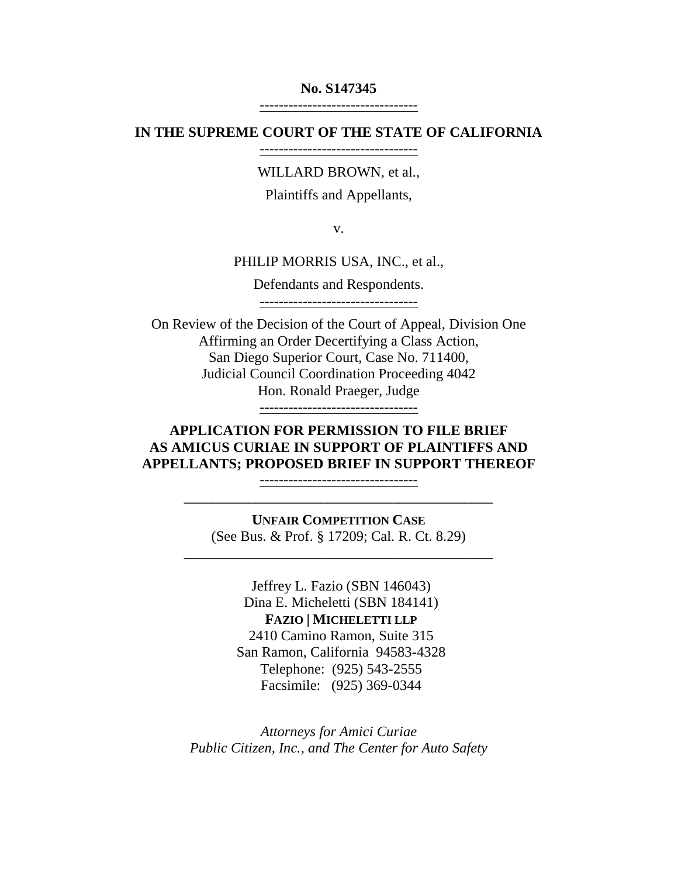**No. S147345**

---

**IN THE SUPREME COURT OF THE STATE OF CALIFORNIA**

---

WILLARD BROWN, et al.,

Plaintiffs and Appellants,

v.

PHILIP MORRIS USA, INC., et al.,

Defendants and Respondents.

---

On Review of the Decision of the Court of Appeal, Division One
Affirming an Order Decertifying a Class Action,
San Diego Superior Court, Case No. 711400,
Judicial Council Coordination Proceeding 4042
Hon. Ronald Praeger, Judge

---

**APPLICATION FOR PERMISSION TO FILE BRIEF AS AMICUS CURIAE IN SUPPORT OF PLAINTIFFS AND APPELLANTS; PROPOSED BRIEF IN SUPPORT THEREOF**

---

**UNFAIR COMPETITION CASE**
(See Bus. & Prof. § 17209; Cal. R. Ct. 8.29)

---

Jeffrey L. Fazio (SBN 146043)
Dina E. Micheletti (SBN 184141)
**FAZIO | MICHELETTI LLP**
2410 Camino Ramon, Suite 315
San Ramon, California 94583-4328
Telephone: (925) 543-2555
Facsimile: (925) 369-0344

*Attorneys for Amici Curiae*
*Public Citizen, Inc., and The Center for Auto Safety*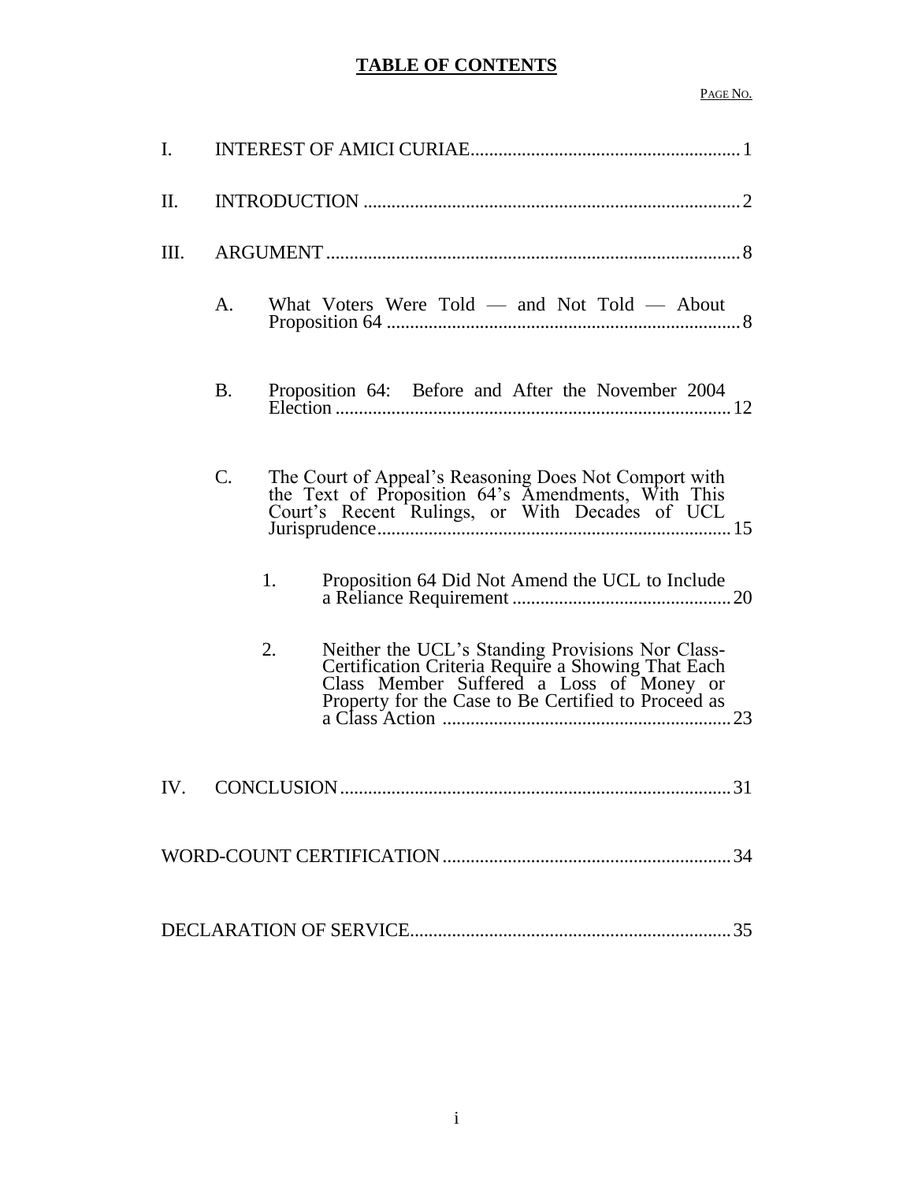# TABLE OF CONTENTS

PAGE NO.

I. INTEREST OF AMICI CURIAE .......... 1

II. INTRODUCTION .......... 2

III. ARGUMENT .......... 8

- A. What Voters Were Told — and Not Told — About Proposition 64 .......... 8
- B. Proposition 64: Before and After the November 2004 Election .......... 12
- C. The Court of Appeal's Reasoning Does Not Comport with the Text of Proposition 64's Amendments, With This Court's Recent Rulings, or With Decades of UCL Jurisprudence .......... 15
  - 1. Proposition 64 Did Not Amend the UCL to Include a Reliance Requirement .......... 20
  - 2. Neither the UCL's Standing Provisions Nor Class-Certification Criteria Require a Showing That Each Class Member Suffered a Loss of Money or Property for the Case to Be Certified to Proceed as a Class Action .......... 23

IV. CONCLUSION .......... 31

WORD-COUNT CERTIFICATION .......... 34

DECLARATION OF SERVICE .......... 35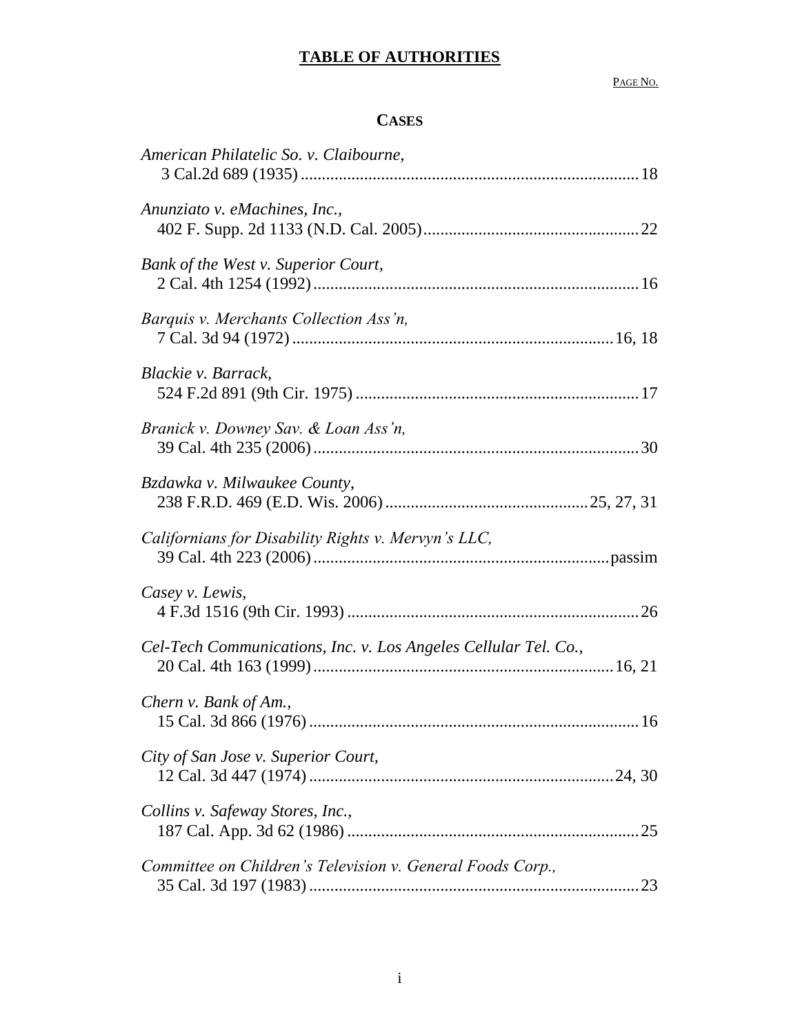# TABLE OF AUTHORITIES

PAGE NO.

## CASES

*American Philatelic So. v. Claibourne*,
3 Cal.2d 689 (1935) ........................................................................... 18

*Anunziato v. eMachines, Inc.*,
402 F. Supp. 2d 1133 (N.D. Cal. 2005) .................................................. 22

*Bank of the West v. Superior Court*,
2 Cal. 4th 1254 (1992) ........................................................................... 16

*Barquis v. Merchants Collection Ass'n*,
7 Cal. 3d 94 (1972) ........................................................................... 16, 18

*Blackie v. Barrack*,
524 F.2d 891 (9th Cir. 1975) .................................................................. 17

*Branick v. Downey Sav. & Loan Ass'n*,
39 Cal. 4th 235 (2006) ........................................................................... 30

*Bzdawka v. Milwaukee County*,
238 F.R.D. 469 (E.D. Wis. 2006) .............................................. 25, 27, 31

*Californians for Disability Rights v. Mervyn's LLC*,
39 Cal. 4th 223 (2006) .................................................................... passim

*Casey v. Lewis*,
4 F.3d 1516 (9th Cir. 1993) .................................................................... 26

*Cel-Tech Communications, Inc. v. Los Angeles Cellular Tel. Co.*,
20 Cal. 4th 163 (1999) ...................................................................... 16, 21

*Chern v. Bank of Am.*,
15 Cal. 3d 866 (1976) ............................................................................ 16

*City of San Jose v. Superior Court*,
12 Cal. 3d 447 (1974) ....................................................................... 24, 30

*Collins v. Safeway Stores, Inc.*,
187 Cal. App. 3d 62 (1986) .................................................................... 25

*Committee on Children's Television v. General Foods Corp.*,
35 Cal. 3d 197 (1983) ............................................................................ 23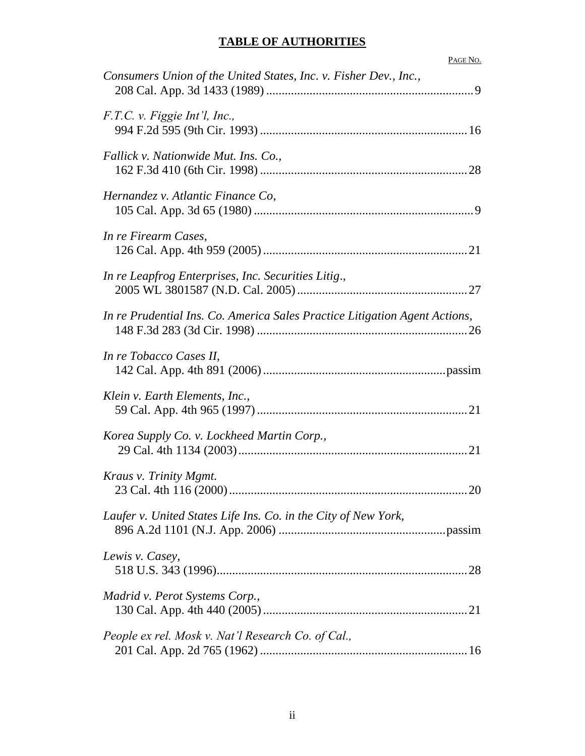## **TABLE OF AUTHORITIES**

PAGE NO.

*Consumers Union of the United States, Inc. v. Fisher Dev., Inc.*,
208 Cal. App. 3d 1433 (1989) .......... 9

*F.T.C. v. Figgie Int'l, Inc.,*
994 F.2d 595 (9th Cir. 1993) .......... 16

*Fallick v. Nationwide Mut. Ins. Co.*,
162 F.3d 410 (6th Cir. 1998) .......... 28

*Hernandez v. Atlantic Finance Co*,
105 Cal. App. 3d 65 (1980) .......... 9

*In re Firearm Cases*,
126 Cal. App. 4th 959 (2005) .......... 21

*In re Leapfrog Enterprises, Inc. Securities Litig*.,
2005 WL 3801587 (N.D. Cal. 2005) .......... 27

*In re Prudential Ins. Co. America Sales Practice Litigation Agent Actions*,
148 F.3d 283 (3d Cir. 1998) .......... 26

*In re Tobacco Cases II*,
142 Cal. App. 4th 891 (2006) .......... passim

*Klein v. Earth Elements, Inc.*,
59 Cal. App. 4th 965 (1997) .......... 21

*Korea Supply Co. v. Lockheed Martin Corp.*,
29 Cal. 4th 1134 (2003) .......... 21

*Kraus v. Trinity Mgmt.*
23 Cal. 4th 116 (2000) .......... 20

*Laufer v. United States Life Ins. Co. in the City of New York,*
896 A.2d 1101 (N.J. App. 2006) .......... passim

*Lewis v. Casey*,
518 U.S. 343 (1996) .......... 28

*Madrid v. Perot Systems Corp.*,
130 Cal. App. 4th 440 (2005) .......... 21

*People ex rel. Mosk v. Nat'l Research Co. of Cal.,*
201 Cal. App. 2d 765 (1962) .......... 16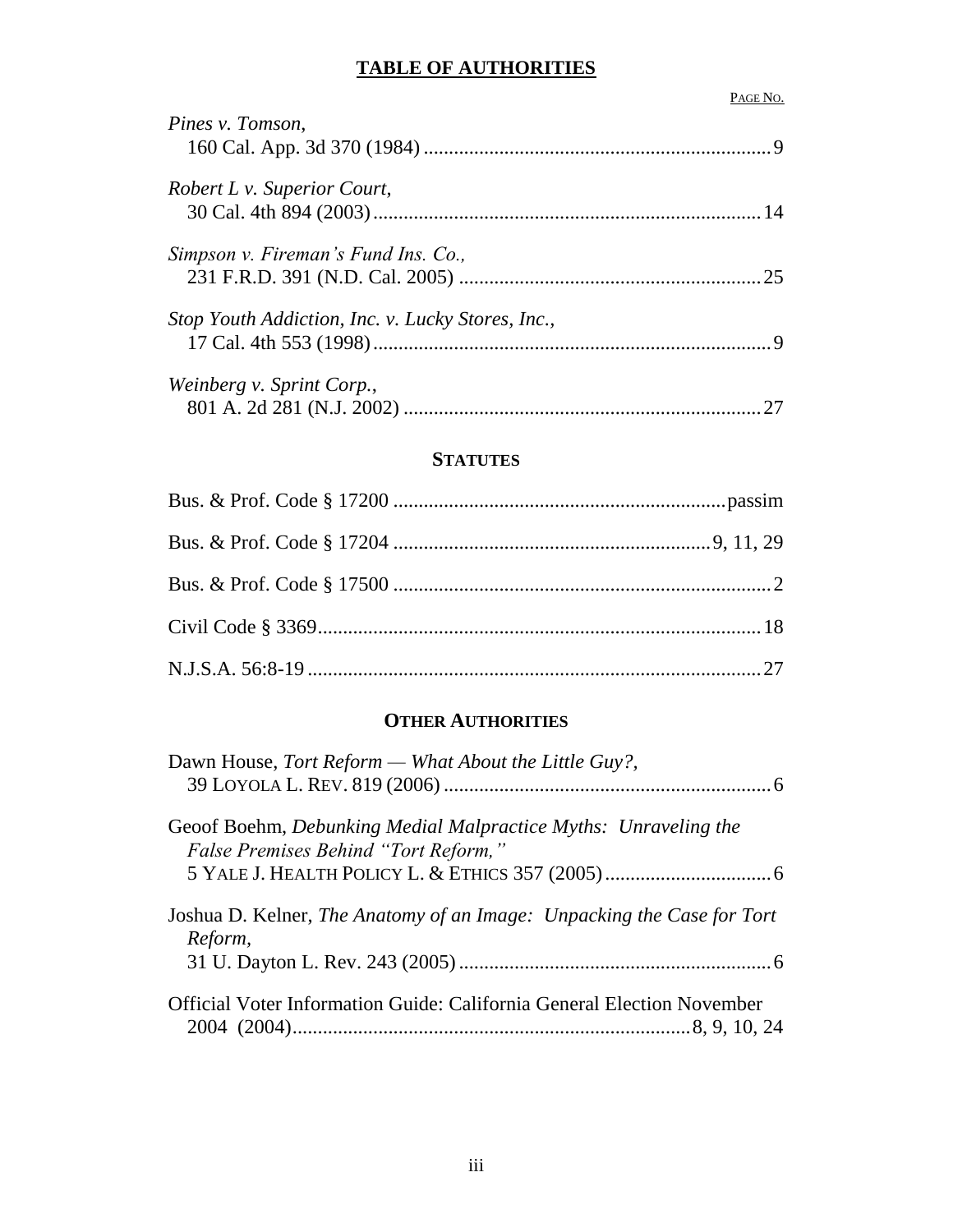# TABLE OF AUTHORITIES

PAGE NO.

*Pines v. Tomson*,
160 Cal. App. 3d 370 (1984) .................................................................... 9

*Robert L v. Superior Court*,
30 Cal. 4th 894 (2003) ............................................................................ 14

*Simpson v. Fireman's Fund Ins. Co.,*
231 F.R.D. 391 (N.D. Cal. 2005) .......................................................... 25

*Stop Youth Addiction, Inc. v. Lucky Stores, Inc.*,
17 Cal. 4th 553 (1998) .............................................................................. 9

*Weinberg v. Sprint Corp.*,
801 A. 2d 281 (N.J. 2002) ...................................................................... 27

## STATUTES

Bus. & Prof. Code § 17200 ................................................................. passim

Bus. & Prof. Code § 17204 .............................................................. 9, 11, 29

Bus. & Prof. Code § 17500 ........................................................................... 2

Civil Code § 3369....................................................................................... 18

N.J.S.A. 56:8-19 .......................................................................................... 27

## OTHER AUTHORITIES

Dawn House, *Tort Reform — What About the Little Guy?*,
39 LOYOLA L. REV. 819 (2006) ................................................................ 6

Geoof Boehm, *Debunking Medial Malpractice Myths: Unraveling the False Premises Behind "Tort Reform,"*
5 YALE J. HEALTH POLICY L. & ETHICS 357 (2005) ................................ 6

Joshua D. Kelner, *The Anatomy of an Image: Unpacking the Case for Tort Reform*,
31 U. Dayton L. Rev. 243 (2005) .............................................................. 6

Official Voter Information Guide: California General Election November 2004 (2004)............................................................................... 8, 9, 10, 24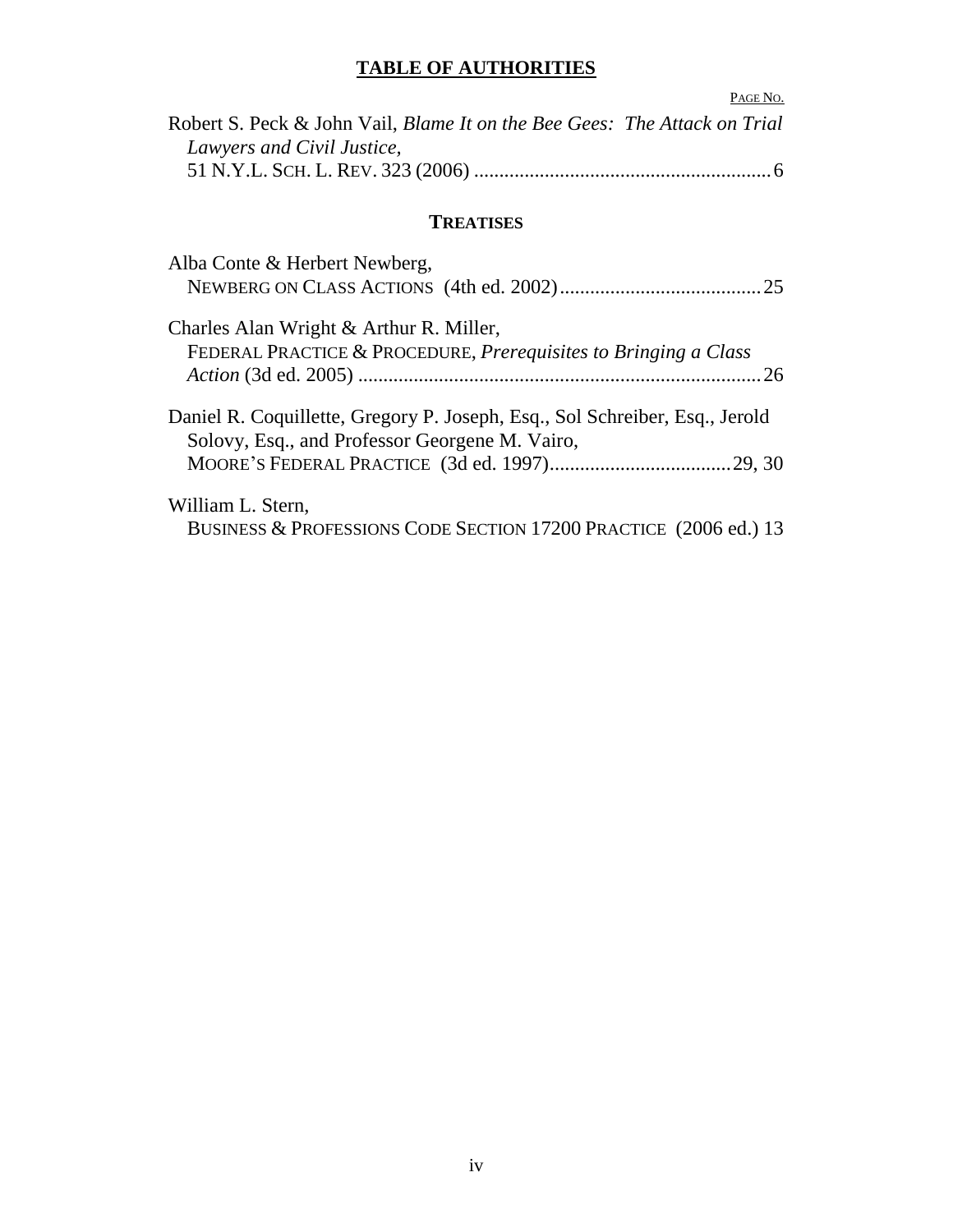## TABLE OF AUTHORITIES

PAGE NO.

Robert S. Peck & John Vail, *Blame It on the Bee Gees: The Attack on Trial Lawyers and Civil Justice,*
51 N.Y.L. SCH. L. REV. 323 (2006) .......................................................... 6

### TREATISES

Alba Conte & Herbert Newberg,
NEWBERG ON CLASS ACTIONS (4th ed. 2002) ........................................ 25

Charles Alan Wright & Arthur R. Miller,
FEDERAL PRACTICE & PROCEDURE, *Prerequisites to Bringing a Class Action* (3d ed. 2005) ............................................................................... 26

Daniel R. Coquillette, Gregory P. Joseph, Esq., Sol Schreiber, Esq., Jerold Solovy, Esq., and Professor Georgene M. Vairo,
MOORE'S FEDERAL PRACTICE (3d ed. 1997) .................................... 29, 30

William L. Stern,
BUSINESS & PROFESSIONS CODE SECTION 17200 PRACTICE (2006 ed.) 13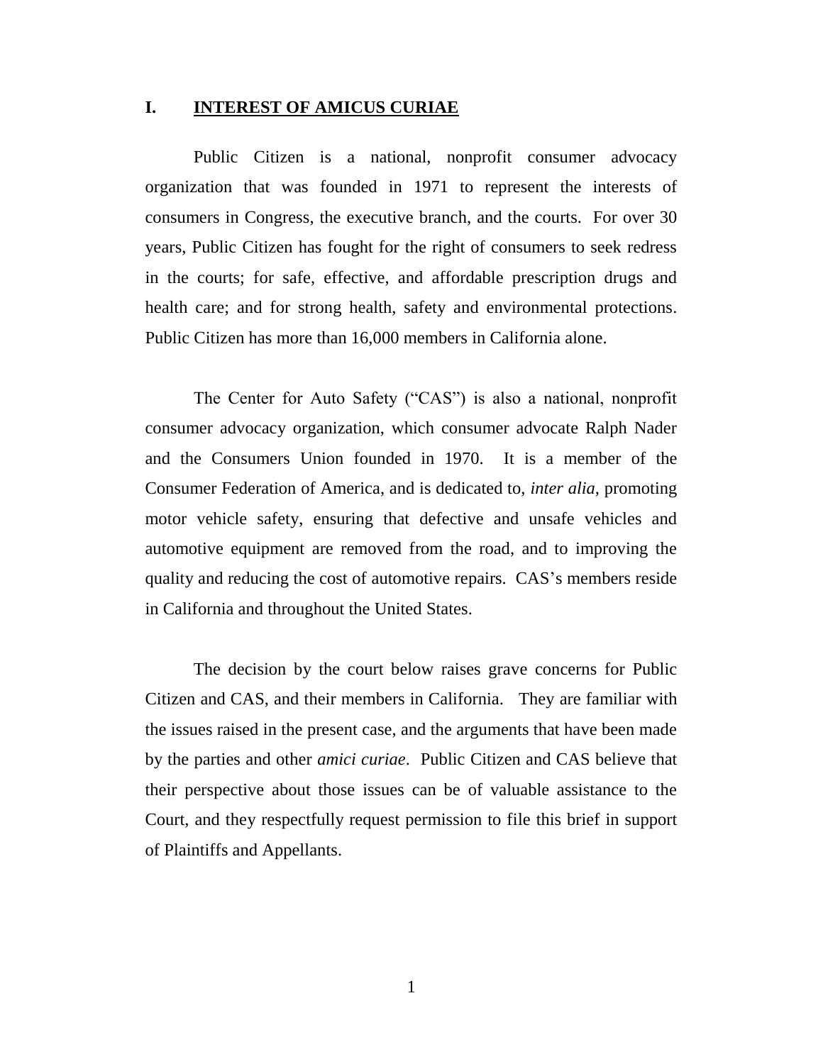## I. INTEREST OF AMICUS CURIAE

Public Citizen is a national, nonprofit consumer advocacy organization that was founded in 1971 to represent the interests of consumers in Congress, the executive branch, and the courts. For over 30 years, Public Citizen has fought for the right of consumers to seek redress in the courts; for safe, effective, and affordable prescription drugs and health care; and for strong health, safety and environmental protections. Public Citizen has more than 16,000 members in California alone.

The Center for Auto Safety ("CAS") is also a national, nonprofit consumer advocacy organization, which consumer advocate Ralph Nader and the Consumers Union founded in 1970. It is a member of the Consumer Federation of America, and is dedicated to, *inter alia*, promoting motor vehicle safety, ensuring that defective and unsafe vehicles and automotive equipment are removed from the road, and to improving the quality and reducing the cost of automotive repairs. CAS's members reside in California and throughout the United States.

The decision by the court below raises grave concerns for Public Citizen and CAS, and their members in California. They are familiar with the issues raised in the present case, and the arguments that have been made by the parties and other *amici curiae*. Public Citizen and CAS believe that their perspective about those issues can be of valuable assistance to the Court, and they respectfully request permission to file this brief in support of Plaintiffs and Appellants.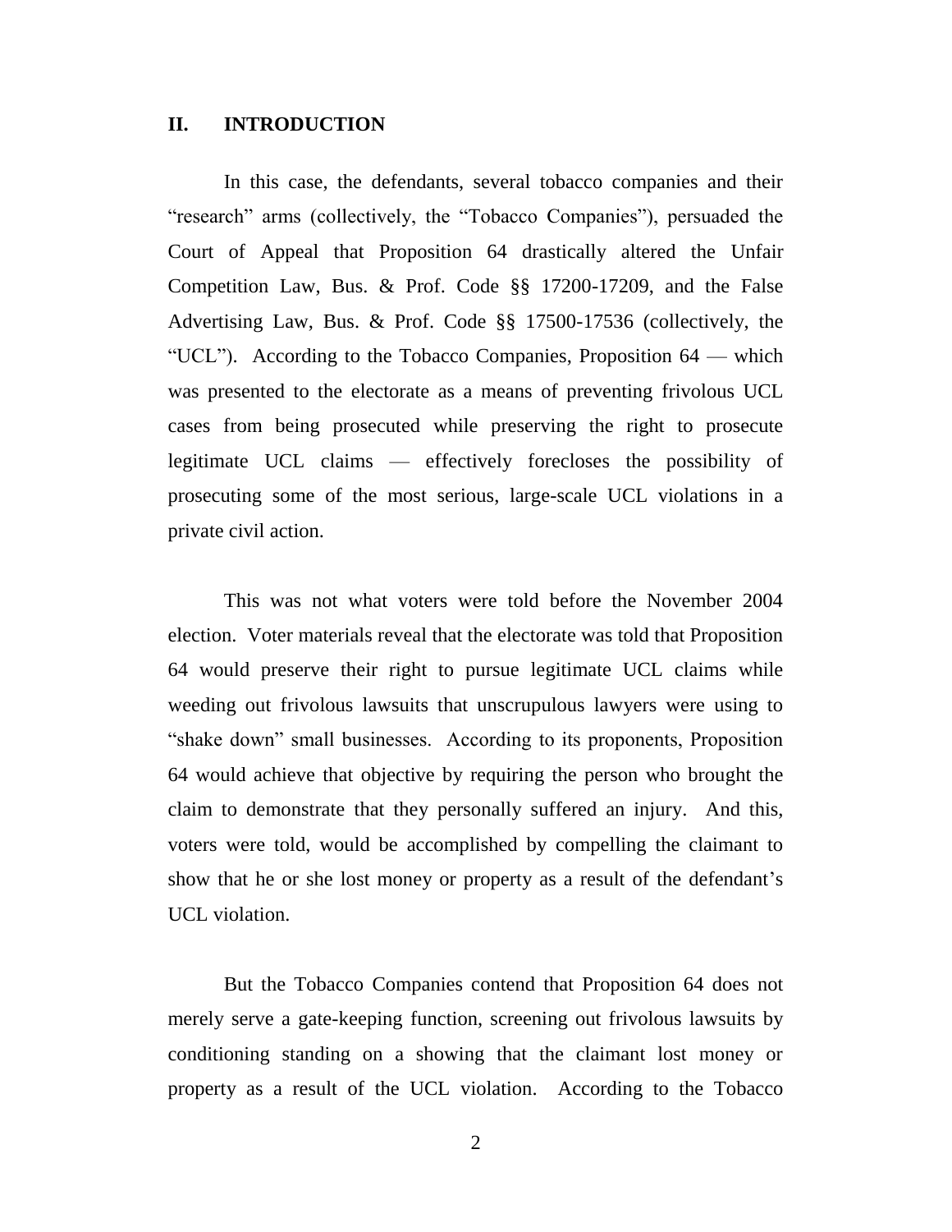## II. INTRODUCTION

In this case, the defendants, several tobacco companies and their "research" arms (collectively, the "Tobacco Companies"), persuaded the Court of Appeal that Proposition 64 drastically altered the Unfair Competition Law, Bus. & Prof. Code §§ 17200-17209, and the False Advertising Law, Bus. & Prof. Code §§ 17500-17536 (collectively, the "UCL"). According to the Tobacco Companies, Proposition 64 — which was presented to the electorate as a means of preventing frivolous UCL cases from being prosecuted while preserving the right to prosecute legitimate UCL claims — effectively forecloses the possibility of prosecuting some of the most serious, large-scale UCL violations in a private civil action.

This was not what voters were told before the November 2004 election. Voter materials reveal that the electorate was told that Proposition 64 would preserve their right to pursue legitimate UCL claims while weeding out frivolous lawsuits that unscrupulous lawyers were using to "shake down" small businesses. According to its proponents, Proposition 64 would achieve that objective by requiring the person who brought the claim to demonstrate that they personally suffered an injury. And this, voters were told, would be accomplished by compelling the claimant to show that he or she lost money or property as a result of the defendant's UCL violation.

But the Tobacco Companies contend that Proposition 64 does not merely serve a gate-keeping function, screening out frivolous lawsuits by conditioning standing on a showing that the claimant lost money or property as a result of the UCL violation. According to the Tobacco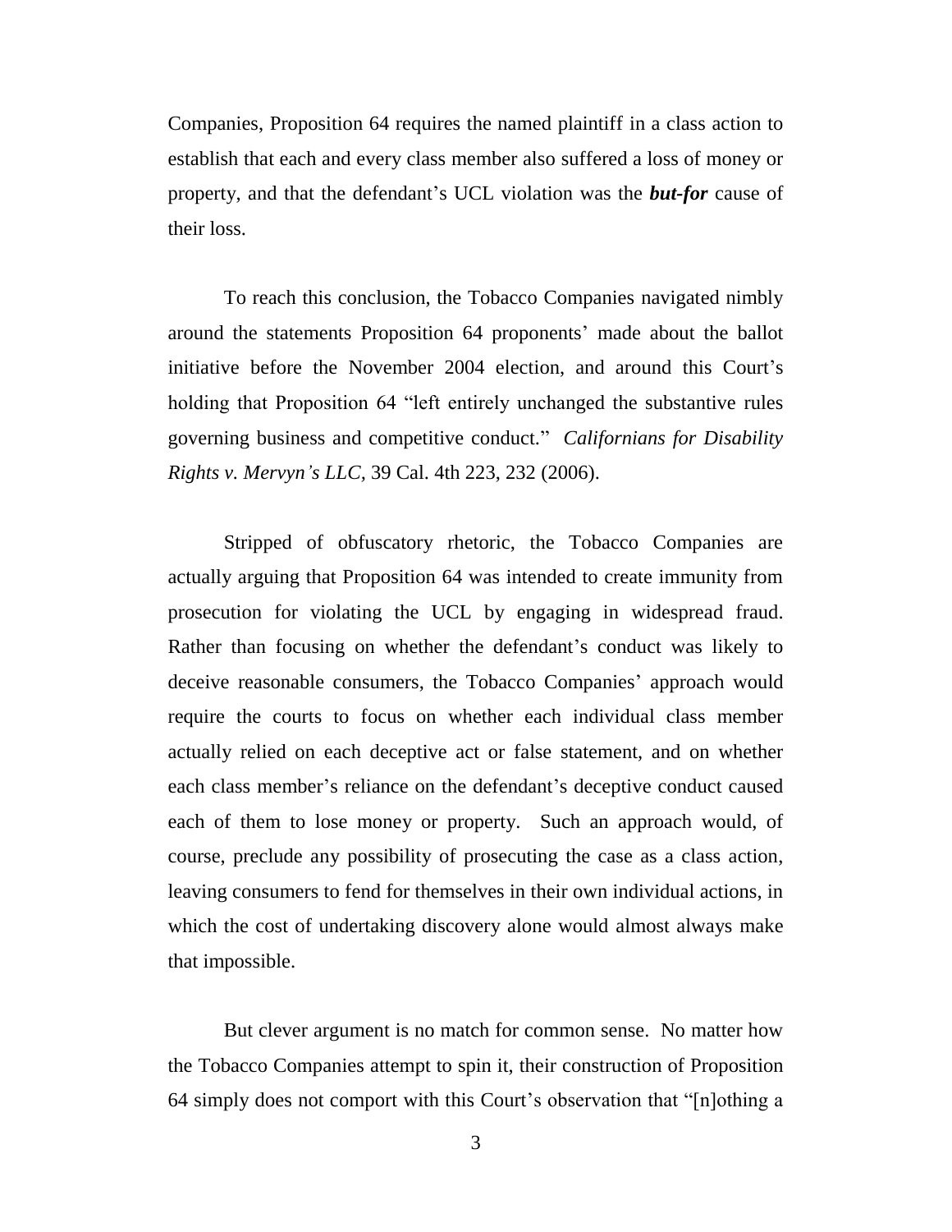Companies, Proposition 64 requires the named plaintiff in a class action to establish that each and every class member also suffered a loss of money or property, and that the defendant's UCL violation was the ***but-for*** cause of their loss.

To reach this conclusion, the Tobacco Companies navigated nimbly around the statements Proposition 64 proponents' made about the ballot initiative before the November 2004 election, and around this Court's holding that Proposition 64 "left entirely unchanged the substantive rules governing business and competitive conduct." *Californians for Disability Rights v. Mervyn's LLC*, 39 Cal. 4th 223, 232 (2006).

Stripped of obfuscatory rhetoric, the Tobacco Companies are actually arguing that Proposition 64 was intended to create immunity from prosecution for violating the UCL by engaging in widespread fraud. Rather than focusing on whether the defendant's conduct was likely to deceive reasonable consumers, the Tobacco Companies' approach would require the courts to focus on whether each individual class member actually relied on each deceptive act or false statement, and on whether each class member's reliance on the defendant's deceptive conduct caused each of them to lose money or property. Such an approach would, of course, preclude any possibility of prosecuting the case as a class action, leaving consumers to fend for themselves in their own individual actions, in which the cost of undertaking discovery alone would almost always make that impossible.

But clever argument is no match for common sense. No matter how the Tobacco Companies attempt to spin it, their construction of Proposition 64 simply does not comport with this Court's observation that "[n]othing a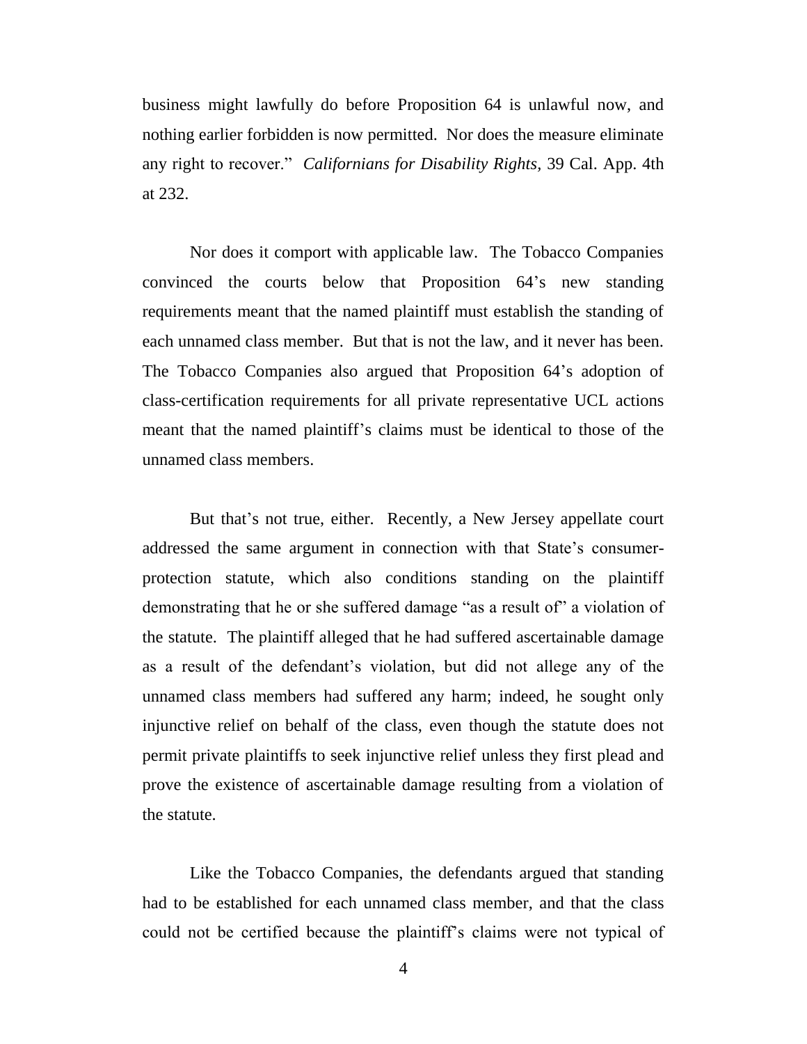business might lawfully do before Proposition 64 is unlawful now, and nothing earlier forbidden is now permitted. Nor does the measure eliminate any right to recover." *Californians for Disability Rights*, 39 Cal. App. 4th at 232.

Nor does it comport with applicable law. The Tobacco Companies convinced the courts below that Proposition 64's new standing requirements meant that the named plaintiff must establish the standing of each unnamed class member. But that is not the law, and it never has been. The Tobacco Companies also argued that Proposition 64's adoption of class-certification requirements for all private representative UCL actions meant that the named plaintiff's claims must be identical to those of the unnamed class members.

But that's not true, either. Recently, a New Jersey appellate court addressed the same argument in connection with that State's consumer-protection statute, which also conditions standing on the plaintiff demonstrating that he or she suffered damage "as a result of" a violation of the statute. The plaintiff alleged that he had suffered ascertainable damage as a result of the defendant's violation, but did not allege any of the unnamed class members had suffered any harm; indeed, he sought only injunctive relief on behalf of the class, even though the statute does not permit private plaintiffs to seek injunctive relief unless they first plead and prove the existence of ascertainable damage resulting from a violation of the statute.

Like the Tobacco Companies, the defendants argued that standing had to be established for each unnamed class member, and that the class could not be certified because the plaintiff's claims were not typical of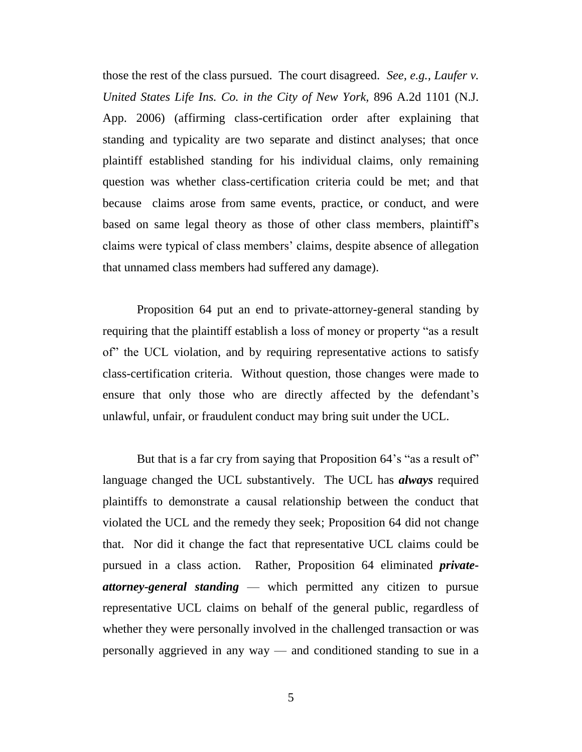those the rest of the class pursued. The court disagreed. *See, e.g., Laufer v. United States Life Ins. Co. in the City of New York,* 896 A.2d 1101 (N.J. App. 2006) (affirming class-certification order after explaining that standing and typicality are two separate and distinct analyses; that once plaintiff established standing for his individual claims, only remaining question was whether class-certification criteria could be met; and that because claims arose from same events, practice, or conduct, and were based on same legal theory as those of other class members, plaintiff's claims were typical of class members' claims, despite absence of allegation that unnamed class members had suffered any damage).

Proposition 64 put an end to private-attorney-general standing by requiring that the plaintiff establish a loss of money or property "as a result of" the UCL violation, and by requiring representative actions to satisfy class-certification criteria. Without question, those changes were made to ensure that only those who are directly affected by the defendant's unlawful, unfair, or fraudulent conduct may bring suit under the UCL.

But that is a far cry from saying that Proposition 64's "as a result of" language changed the UCL substantively. The UCL has ***always*** required plaintiffs to demonstrate a causal relationship between the conduct that violated the UCL and the remedy they seek; Proposition 64 did not change that. Nor did it change the fact that representative UCL claims could be pursued in a class action. Rather, Proposition 64 eliminated ***private-attorney-general standing*** — which permitted any citizen to pursue representative UCL claims on behalf of the general public, regardless of whether they were personally involved in the challenged transaction or was personally aggrieved in any way — and conditioned standing to sue in a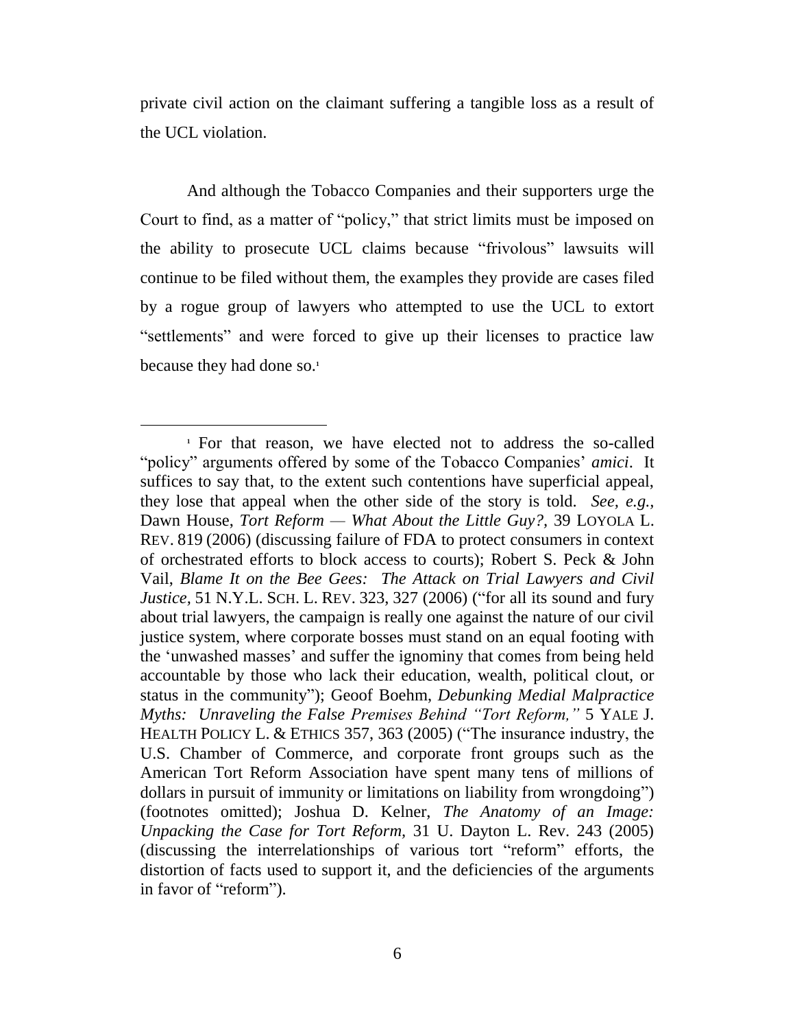private civil action on the claimant suffering a tangible loss as a result of the UCL violation.

And although the Tobacco Companies and their supporters urge the Court to find, as a matter of "policy," that strict limits must be imposed on the ability to prosecute UCL claims because "frivolous" lawsuits will continue to be filed without them, the examples they provide are cases filed by a rogue group of lawyers who attempted to use the UCL to extort "settlements" and were forced to give up their licenses to practice law because they had done so.[1]

---

[1] For that reason, we have elected not to address the so-called "policy" arguments offered by some of the Tobacco Companies' *amici*. It suffices to say that, to the extent such contentions have superficial appeal, they lose that appeal when the other side of the story is told. *See, e.g.*, Dawn House, *Tort Reform — What About the Little Guy?*, 39 LOYOLA L. REV. 819 (2006) (discussing failure of FDA to protect consumers in context of orchestrated efforts to block access to courts); Robert S. Peck & John Vail, *Blame It on the Bee Gees: The Attack on Trial Lawyers and Civil Justice*, 51 N.Y.L. SCH. L. REV. 323, 327 (2006) ("for all its sound and fury about trial lawyers, the campaign is really one against the nature of our civil justice system, where corporate bosses must stand on an equal footing with the 'unwashed masses' and suffer the ignominy that comes from being held accountable by those who lack their education, wealth, political clout, or status in the community"); Geoof Boehm, *Debunking Medial Malpractice Myths: Unraveling the False Premises Behind "Tort Reform,"* 5 YALE J. HEALTH POLICY L. & ETHICS 357, 363 (2005) ("The insurance industry, the U.S. Chamber of Commerce, and corporate front groups such as the American Tort Reform Association have spent many tens of millions of dollars in pursuit of immunity or limitations on liability from wrongdoing") (footnotes omitted); Joshua D. Kelner, *The Anatomy of an Image: Unpacking the Case for Tort Reform*, 31 U. Dayton L. Rev. 243 (2005) (discussing the interrelationships of various tort "reform" efforts, the distortion of facts used to support it, and the deficiencies of the arguments in favor of "reform").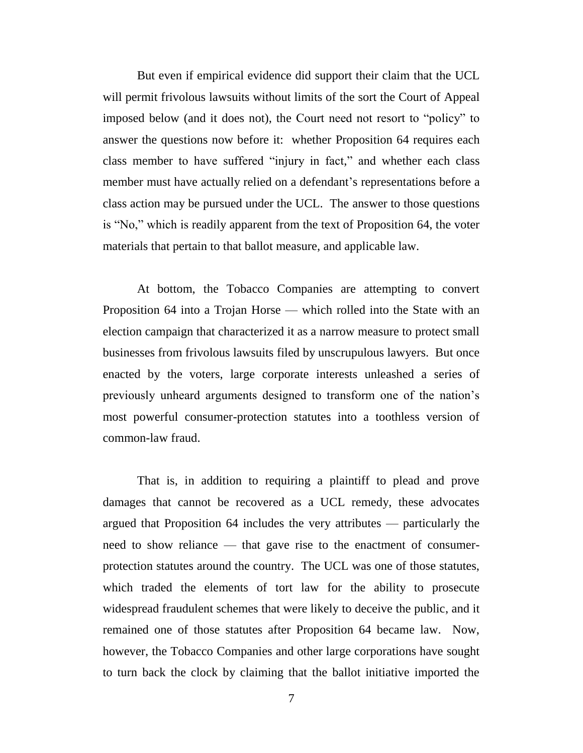But even if empirical evidence did support their claim that the UCL will permit frivolous lawsuits without limits of the sort the Court of Appeal imposed below (and it does not), the Court need not resort to "policy" to answer the questions now before it: whether Proposition 64 requires each class member to have suffered "injury in fact," and whether each class member must have actually relied on a defendant's representations before a class action may be pursued under the UCL. The answer to those questions is "No," which is readily apparent from the text of Proposition 64, the voter materials that pertain to that ballot measure, and applicable law.

At bottom, the Tobacco Companies are attempting to convert Proposition 64 into a Trojan Horse — which rolled into the State with an election campaign that characterized it as a narrow measure to protect small businesses from frivolous lawsuits filed by unscrupulous lawyers. But once enacted by the voters, large corporate interests unleashed a series of previously unheard arguments designed to transform one of the nation's most powerful consumer-protection statutes into a toothless version of common-law fraud.

That is, in addition to requiring a plaintiff to plead and prove damages that cannot be recovered as a UCL remedy, these advocates argued that Proposition 64 includes the very attributes — particularly the need to show reliance — that gave rise to the enactment of consumer-protection statutes around the country. The UCL was one of those statutes, which traded the elements of tort law for the ability to prosecute widespread fraudulent schemes that were likely to deceive the public, and it remained one of those statutes after Proposition 64 became law. Now, however, the Tobacco Companies and other large corporations have sought to turn back the clock by claiming that the ballot initiative imported the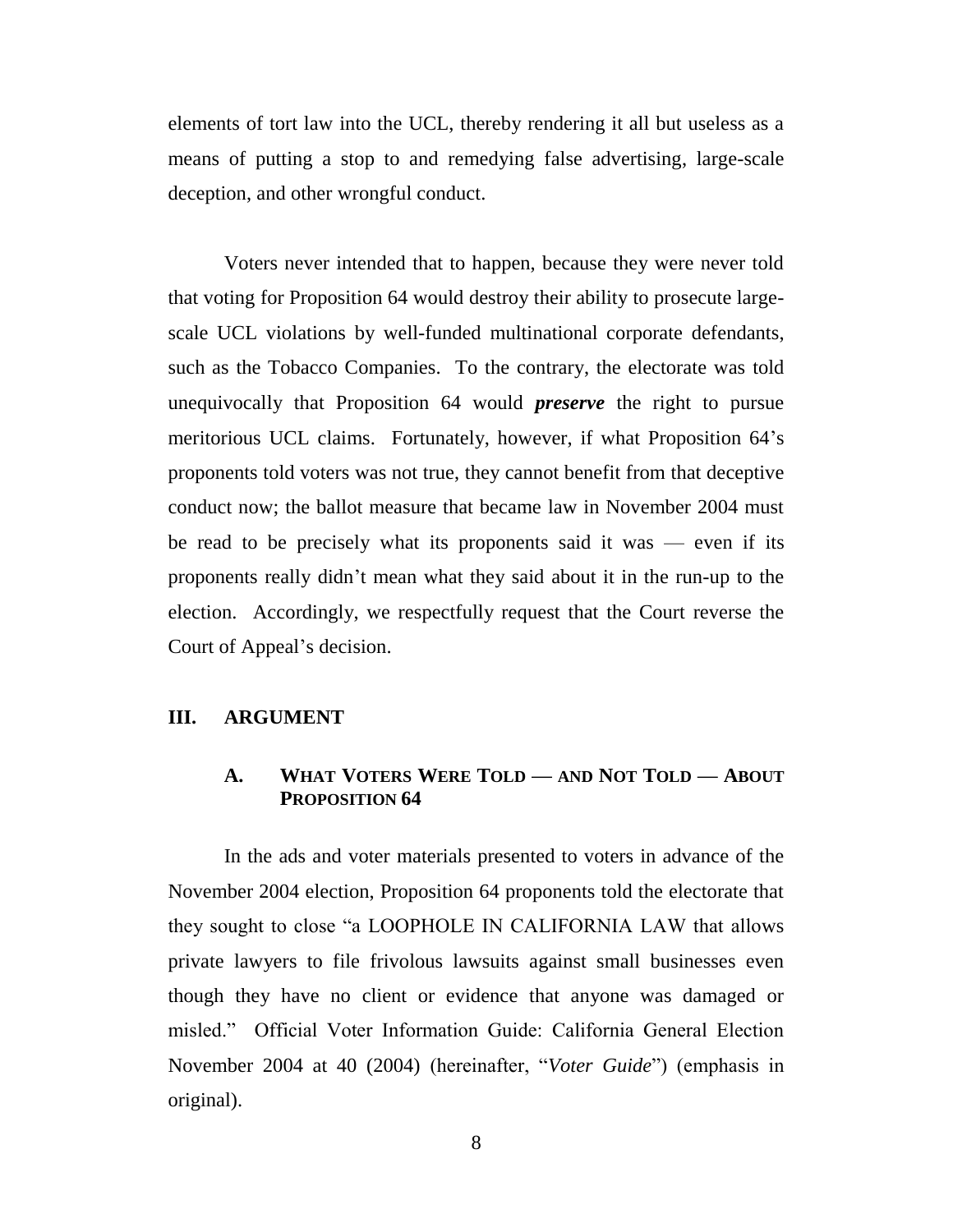elements of tort law into the UCL, thereby rendering it all but useless as a means of putting a stop to and remedying false advertising, large-scale deception, and other wrongful conduct.

Voters never intended that to happen, because they were never told that voting for Proposition 64 would destroy their ability to prosecute large-scale UCL violations by well-funded multinational corporate defendants, such as the Tobacco Companies. To the contrary, the electorate was told unequivocally that Proposition 64 would ***preserve*** the right to pursue meritorious UCL claims. Fortunately, however, if what Proposition 64's proponents told voters was not true, they cannot benefit from that deceptive conduct now; the ballot measure that became law in November 2004 must be read to be precisely what its proponents said it was — even if its proponents really didn't mean what they said about it in the run-up to the election. Accordingly, we respectfully request that the Court reverse the Court of Appeal's decision.

## III. ARGUMENT

### A. WHAT VOTERS WERE TOLD — AND NOT TOLD — ABOUT PROPOSITION 64

In the ads and voter materials presented to voters in advance of the November 2004 election, Proposition 64 proponents told the electorate that they sought to close "a LOOPHOLE IN CALIFORNIA LAW that allows private lawyers to file frivolous lawsuits against small businesses even though they have no client or evidence that anyone was damaged or misled." Official Voter Information Guide: California General Election November 2004 at 40 (2004) (hereinafter, "*Voter Guide*") (emphasis in original).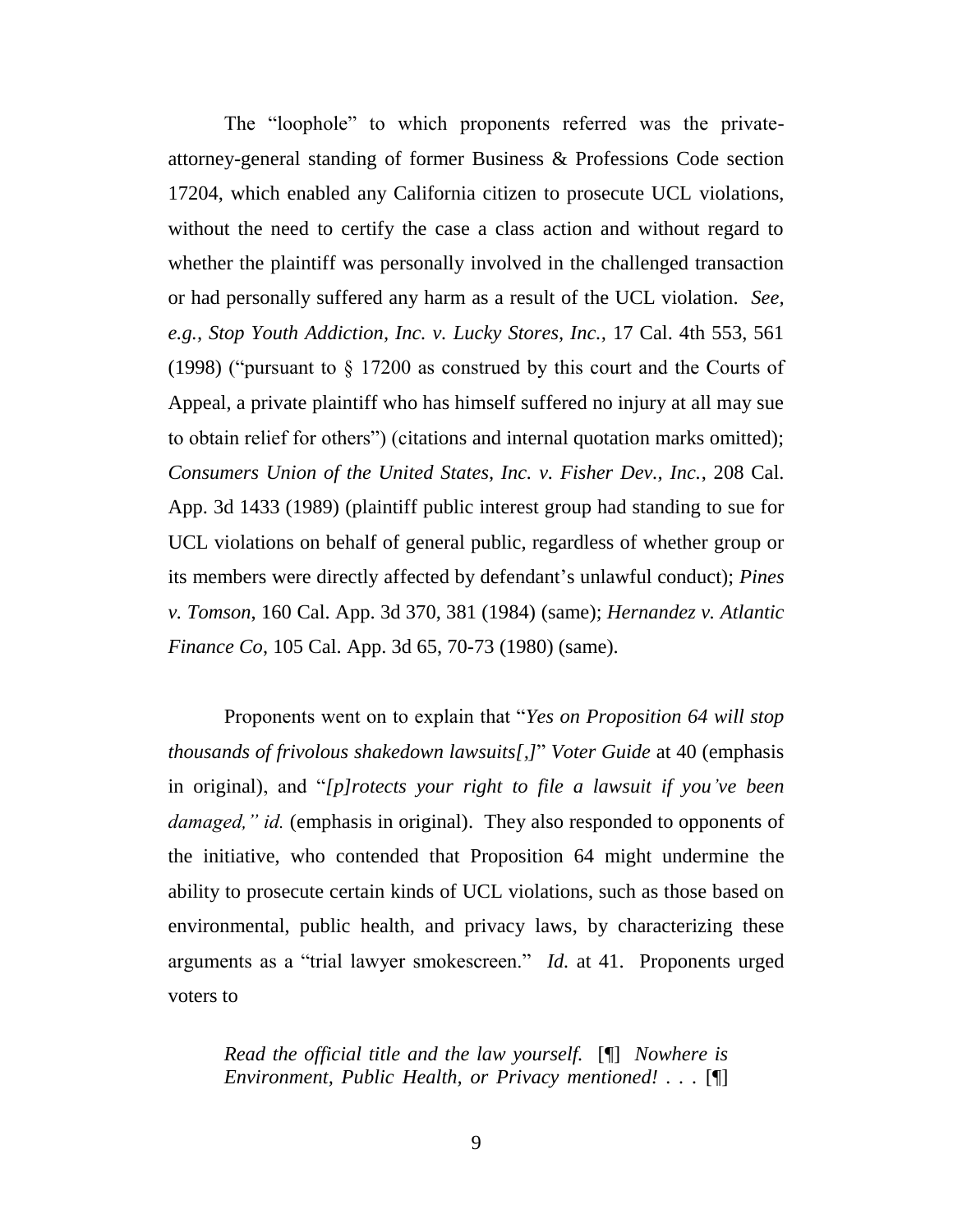The "loophole" to which proponents referred was the private-attorney-general standing of former Business & Professions Code section 17204, which enabled any California citizen to prosecute UCL violations, without the need to certify the case a class action and without regard to whether the plaintiff was personally involved in the challenged transaction or had personally suffered any harm as a result of the UCL violation. *See, e.g.*, *Stop Youth Addiction, Inc. v. Lucky Stores, Inc.*, 17 Cal. 4th 553, 561 (1998) ("pursuant to § 17200 as construed by this court and the Courts of Appeal, a private plaintiff who has himself suffered no injury at all may sue to obtain relief for others") (citations and internal quotation marks omitted); *Consumers Union of the United States, Inc. v. Fisher Dev., Inc.*, 208 Cal. App. 3d 1433 (1989) (plaintiff public interest group had standing to sue for UCL violations on behalf of general public, regardless of whether group or its members were directly affected by defendant's unlawful conduct); *Pines v. Tomson*, 160 Cal. App. 3d 370, 381 (1984) (same); *Hernandez v. Atlantic Finance Co*, 105 Cal. App. 3d 65, 70-73 (1980) (same).

Proponents went on to explain that "*Yes on Proposition 64 will stop thousands of frivolous shakedown lawsuits[,]*" *Voter Guide* at 40 (emphasis in original), and "*[p]rotects your right to file a lawsuit if you've been damaged," id.* (emphasis in original). They also responded to opponents of the initiative, who contended that Proposition 64 might undermine the ability to prosecute certain kinds of UCL violations, such as those based on environmental, public health, and privacy laws, by characterizing these arguments as a "trial lawyer smokescreen." *Id.* at 41. Proponents urged voters to

> *Read the official title and the law yourself.* [¶] *Nowhere is Environment, Public Health, or Privacy mentioned!* . . . [¶]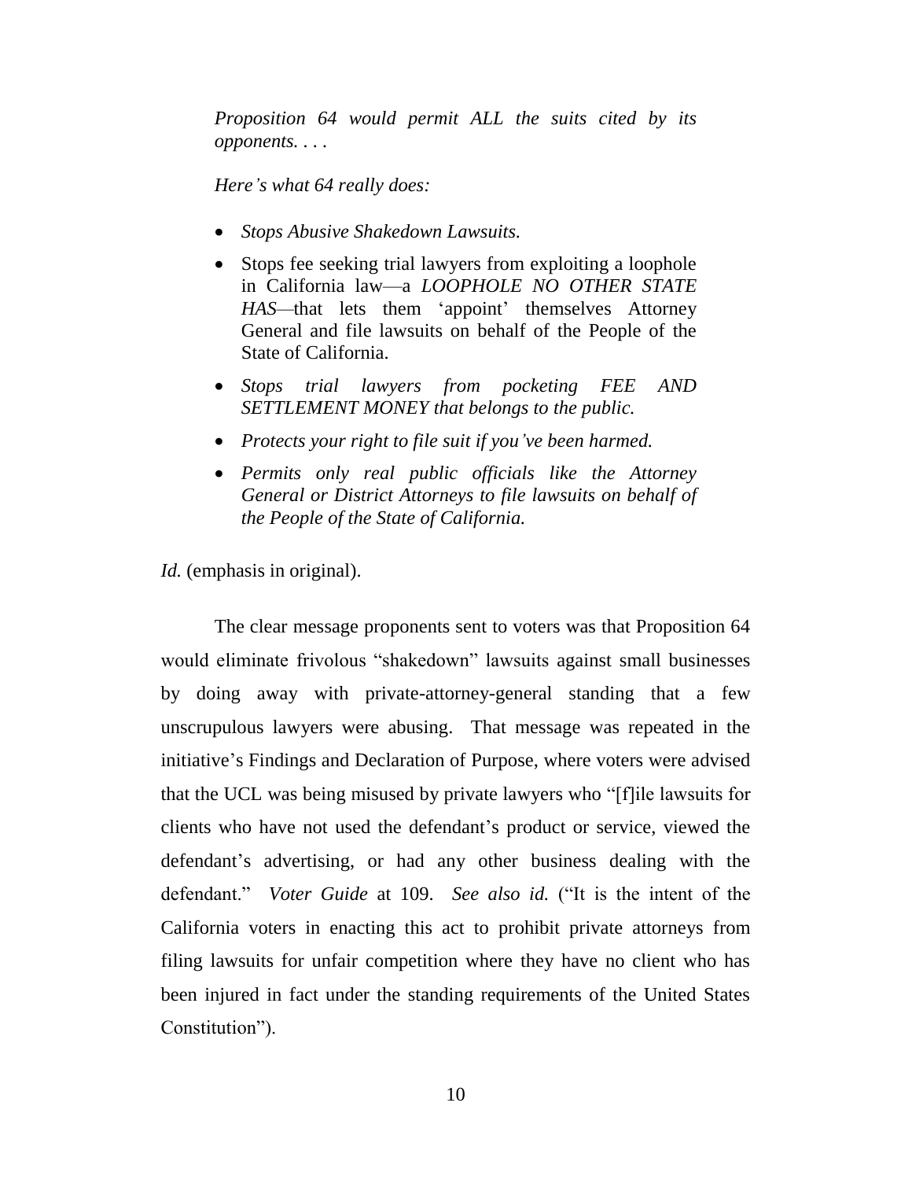> *Proposition 64 would permit ALL the suits cited by its opponents. . . .*
>
> *Here's what 64 really does:*
>
> - *Stops Abusive Shakedown Lawsuits.*
> - Stops fee seeking trial lawyers from exploiting a loophole in California law—a *LOOPHOLE NO OTHER STATE HAS*—that lets them 'appoint' themselves Attorney General and file lawsuits on behalf of the People of the State of California.
> - *Stops trial lawyers from pocketing FEE AND SETTLEMENT MONEY that belongs to the public.*
> - *Protects your right to file suit if you've been harmed.*
> - *Permits only real public officials like the Attorney General or District Attorneys to file lawsuits on behalf of the People of the State of California.*

*Id.* (emphasis in original).

The clear message proponents sent to voters was that Proposition 64 would eliminate frivolous "shakedown" lawsuits against small businesses by doing away with private-attorney-general standing that a few unscrupulous lawyers were abusing. That message was repeated in the initiative's Findings and Declaration of Purpose, where voters were advised that the UCL was being misused by private lawyers who "[f]ile lawsuits for clients who have not used the defendant's product or service, viewed the defendant's advertising, or had any other business dealing with the defendant." *Voter Guide* at 109. *See also id.* ("It is the intent of the California voters in enacting this act to prohibit private attorneys from filing lawsuits for unfair competition where they have no client who has been injured in fact under the standing requirements of the United States Constitution").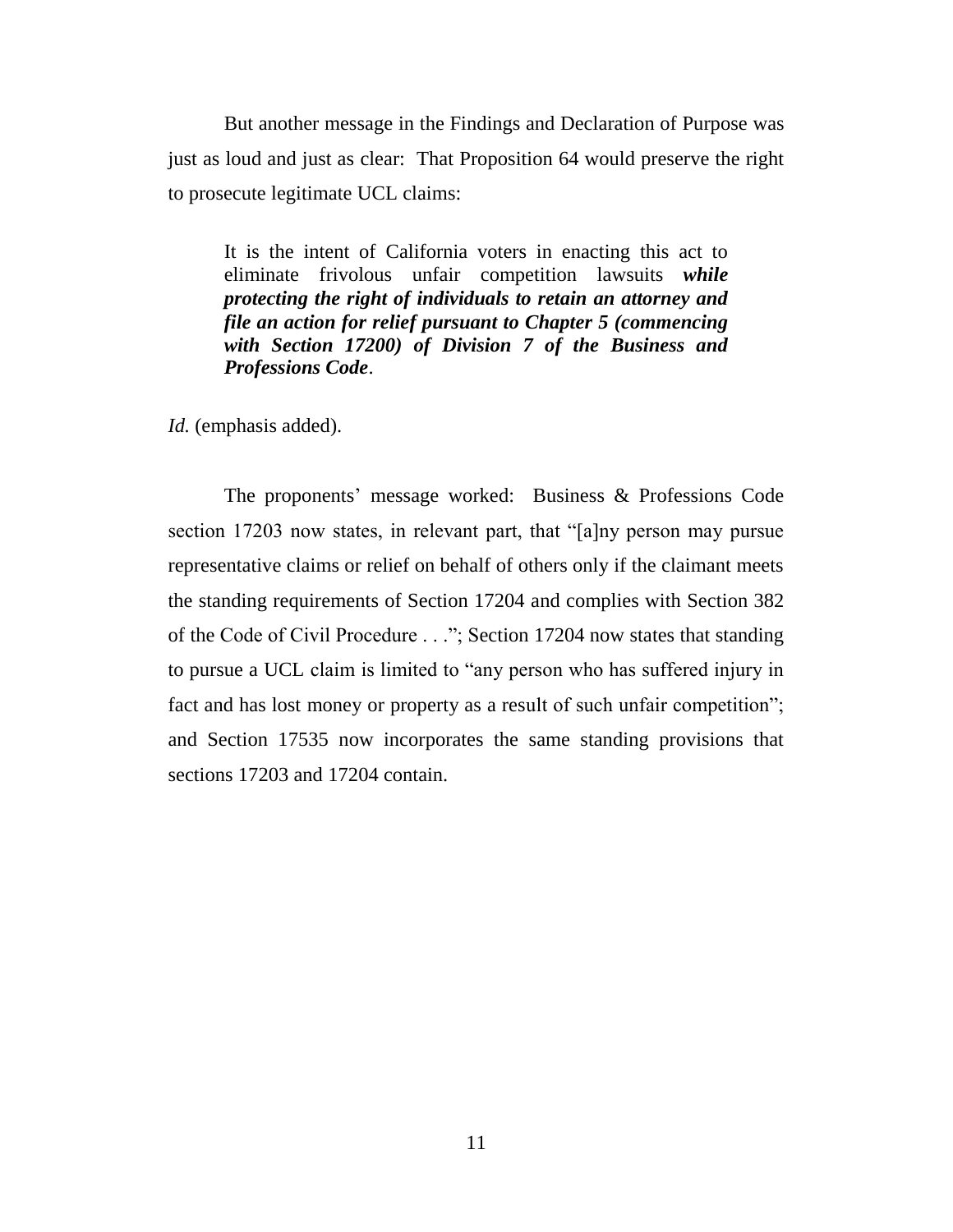But another message in the Findings and Declaration of Purpose was just as loud and just as clear: That Proposition 64 would preserve the right to prosecute legitimate UCL claims:

> It is the intent of California voters in enacting this act to eliminate frivolous unfair competition lawsuits ***while protecting the right of individuals to retain an attorney and file an action for relief pursuant to Chapter 5 (commencing with Section 17200) of Division 7 of the Business and Professions Code***.

*Id.* (emphasis added).

The proponents' message worked: Business & Professions Code section 17203 now states, in relevant part, that "[a]ny person may pursue representative claims or relief on behalf of others only if the claimant meets the standing requirements of Section 17204 and complies with Section 382 of the Code of Civil Procedure . . ."; Section 17204 now states that standing to pursue a UCL claim is limited to "any person who has suffered injury in fact and has lost money or property as a result of such unfair competition"; and Section 17535 now incorporates the same standing provisions that sections 17203 and 17204 contain.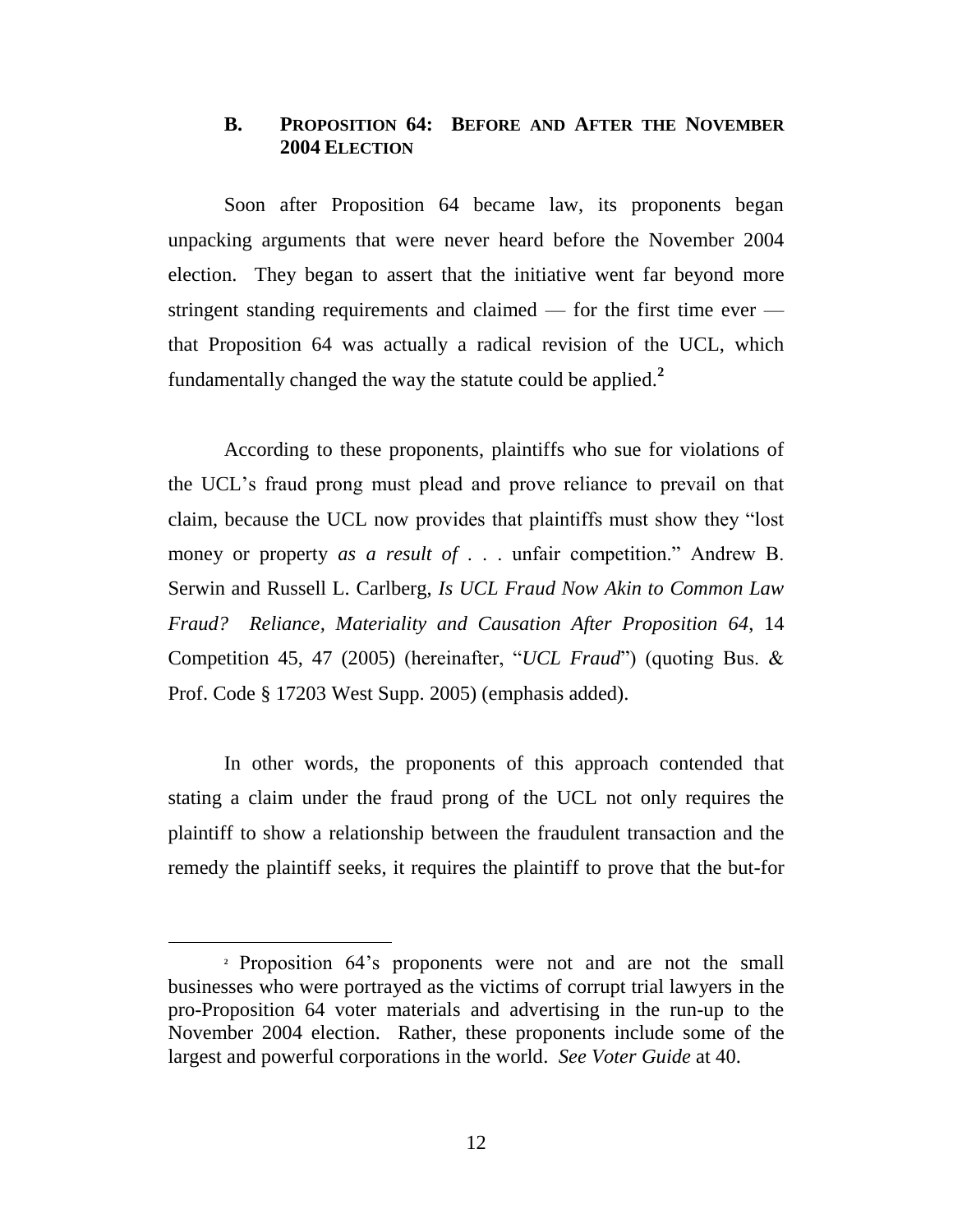### B. Proposition 64: Before and After the November 2004 Election

Soon after Proposition 64 became law, its proponents began unpacking arguments that were never heard before the November 2004 election. They began to assert that the initiative went far beyond more stringent standing requirements and claimed — for the first time ever — that Proposition 64 was actually a radical revision of the UCL, which fundamentally changed the way the statute could be applied.[2]

According to these proponents, plaintiffs who sue for violations of the UCL's fraud prong must plead and prove reliance to prevail on that claim, because the UCL now provides that plaintiffs must show they "lost money or property *as a result of* . . . unfair competition." Andrew B. Serwin and Russell L. Carlberg, *Is UCL Fraud Now Akin to Common Law Fraud? Reliance, Materiality and Causation After Proposition 64*, 14 Competition 45, 47 (2005) (hereinafter, "*UCL Fraud*") (quoting Bus. & Prof. Code § 17203 West Supp. 2005) (emphasis added).

In other words, the proponents of this approach contended that stating a claim under the fraud prong of the UCL not only requires the plaintiff to show a relationship between the fraudulent transaction and the remedy the plaintiff seeks, it requires the plaintiff to prove that the but-for

[2] Proposition 64's proponents were not and are not the small businesses who were portrayed as the victims of corrupt trial lawyers in the pro-Proposition 64 voter materials and advertising in the run-up to the November 2004 election. Rather, these proponents include some of the largest and powerful corporations in the world. *See Voter Guide* at 40.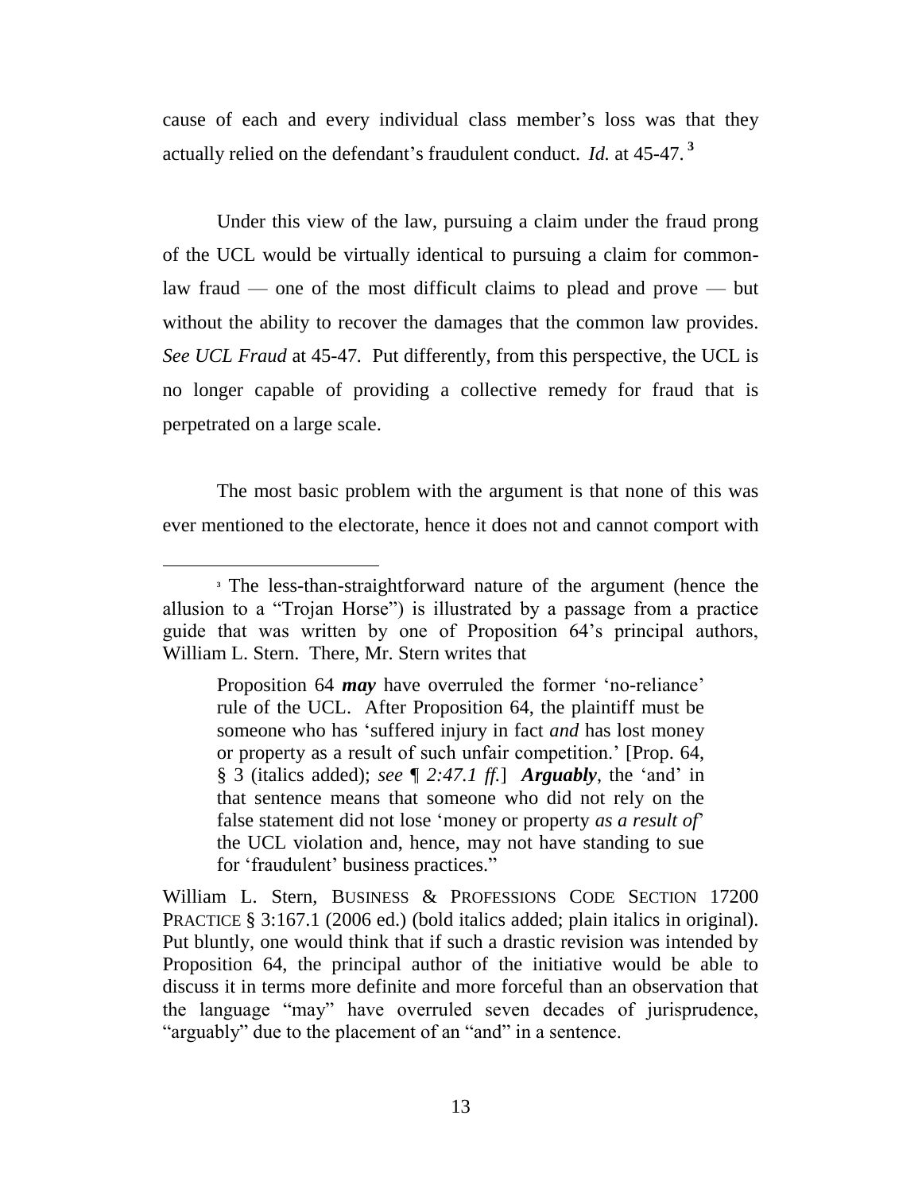cause of each and every individual class member's loss was that they actually relied on the defendant's fraudulent conduct. *Id.* at 45-47.[3]

Under this view of the law, pursuing a claim under the fraud prong of the UCL would be virtually identical to pursuing a claim for common-law fraud — one of the most difficult claims to plead and prove — but without the ability to recover the damages that the common law provides. *See UCL Fraud* at 45-47. Put differently, from this perspective, the UCL is no longer capable of providing a collective remedy for fraud that is perpetrated on a large scale.

The most basic problem with the argument is that none of this was ever mentioned to the electorate, hence it does not and cannot comport with

---

[3] The less-than-straightforward nature of the argument (hence the allusion to a "Trojan Horse") is illustrated by a passage from a practice guide that was written by one of Proposition 64's principal authors, William L. Stern. There, Mr. Stern writes that

> Proposition 64 ***may*** have overruled the former 'no-reliance' rule of the UCL. After Proposition 64, the plaintiff must be someone who has 'suffered injury in fact *and* has lost money or property as a result of such unfair competition.' [Prop. 64, § 3 (italics added); *see ¶ 2:47.1 ff.*] ***Arguably***, the 'and' in that sentence means that someone who did not rely on the false statement did not lose 'money or property *as a result of*' the UCL violation and, hence, may not have standing to sue for 'fraudulent' business practices."

William L. Stern, BUSINESS & PROFESSIONS CODE SECTION 17200 PRACTICE § 3:167.1 (2006 ed.) (bold italics added; plain italics in original). Put bluntly, one would think that if such a drastic revision was intended by Proposition 64, the principal author of the initiative would be able to discuss it in terms more definite and more forceful than an observation that the language "may" have overruled seven decades of jurisprudence, "arguably" due to the placement of an "and" in a sentence.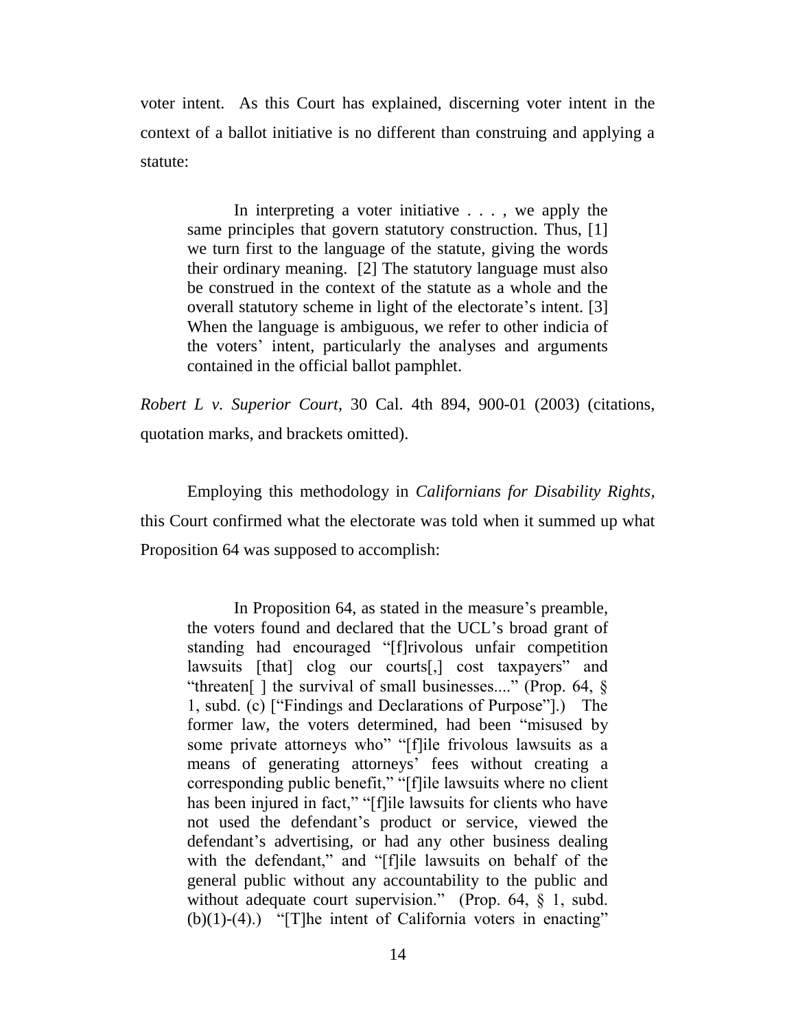voter intent. As this Court has explained, discerning voter intent in the context of a ballot initiative is no different than construing and applying a statute:

> In interpreting a voter initiative . . . , we apply the same principles that govern statutory construction. Thus, [1] we turn first to the language of the statute, giving the words their ordinary meaning. [2] The statutory language must also be construed in the context of the statute as a whole and the overall statutory scheme in light of the electorate's intent. [3] When the language is ambiguous, we refer to other indicia of the voters' intent, particularly the analyses and arguments contained in the official ballot pamphlet.

*Robert L v. Superior Court*, 30 Cal. 4th 894, 900-01 (2003) (citations, quotation marks, and brackets omitted).

Employing this methodology in *Californians for Disability Rights,* this Court confirmed what the electorate was told when it summed up what Proposition 64 was supposed to accomplish:

> In Proposition 64, as stated in the measure's preamble, the voters found and declared that the UCL's broad grant of standing had encouraged "[f]rivolous unfair competition lawsuits [that] clog our courts[,] cost taxpayers" and "threaten[ ] the survival of small businesses...." (Prop. 64, § 1, subd. (c) ["Findings and Declarations of Purpose"].) The former law, the voters determined, had been "misused by some private attorneys who" "[f]ile frivolous lawsuits as a means of generating attorneys' fees without creating a corresponding public benefit," "[f]ile lawsuits where no client has been injured in fact," "[f]ile lawsuits for clients who have not used the defendant's product or service, viewed the defendant's advertising, or had any other business dealing with the defendant," and "[f]ile lawsuits on behalf of the general public without any accountability to the public and without adequate court supervision." (Prop. 64, § 1, subd. (b)(1)-(4).) "[T]he intent of California voters in enacting"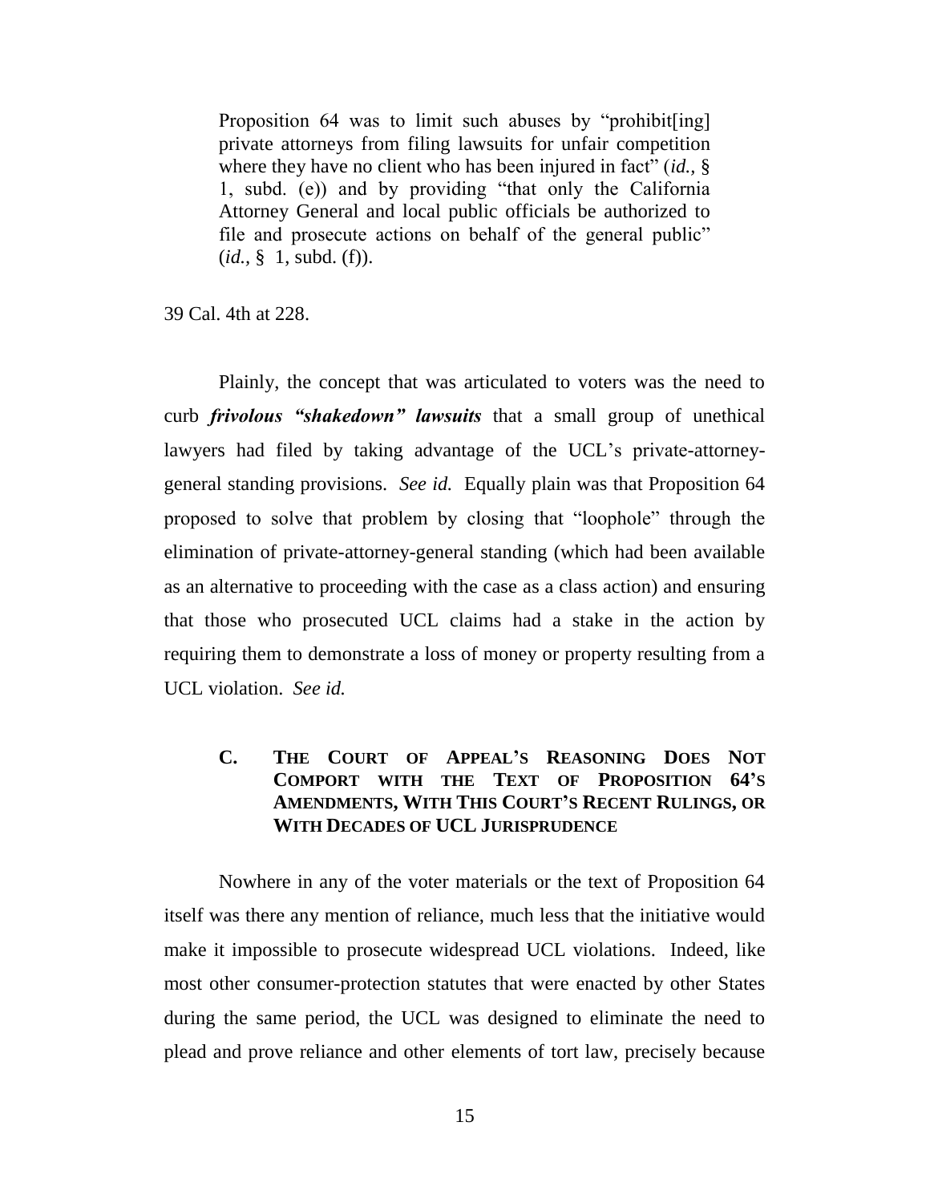> Proposition 64 was to limit such abuses by "prohibit[ing] private attorneys from filing lawsuits for unfair competition where they have no client who has been injured in fact" (*id.,* § 1, subd. (e)) and by providing "that only the California Attorney General and local public officials be authorized to file and prosecute actions on behalf of the general public" (*id.,* § 1, subd. (f)).

39 Cal. 4th at 228.

Plainly, the concept that was articulated to voters was the need to curb ***frivolous "shakedown" lawsuits*** that a small group of unethical lawyers had filed by taking advantage of the UCL's private-attorney-general standing provisions. *See id.* Equally plain was that Proposition 64 proposed to solve that problem by closing that "loophole" through the elimination of private-attorney-general standing (which had been available as an alternative to proceeding with the case as a class action) and ensuring that those who prosecuted UCL claims had a stake in the action by requiring them to demonstrate a loss of money or property resulting from a UCL violation. *See id.*

### C. THE COURT OF APPEAL'S REASONING DOES NOT COMPORT WITH THE TEXT OF PROPOSITION 64'S AMENDMENTS, WITH THIS COURT'S RECENT RULINGS, OR WITH DECADES OF UCL JURISPRUDENCE

Nowhere in any of the voter materials or the text of Proposition 64 itself was there any mention of reliance, much less that the initiative would make it impossible to prosecute widespread UCL violations. Indeed, like most other consumer-protection statutes that were enacted by other States during the same period, the UCL was designed to eliminate the need to plead and prove reliance and other elements of tort law, precisely because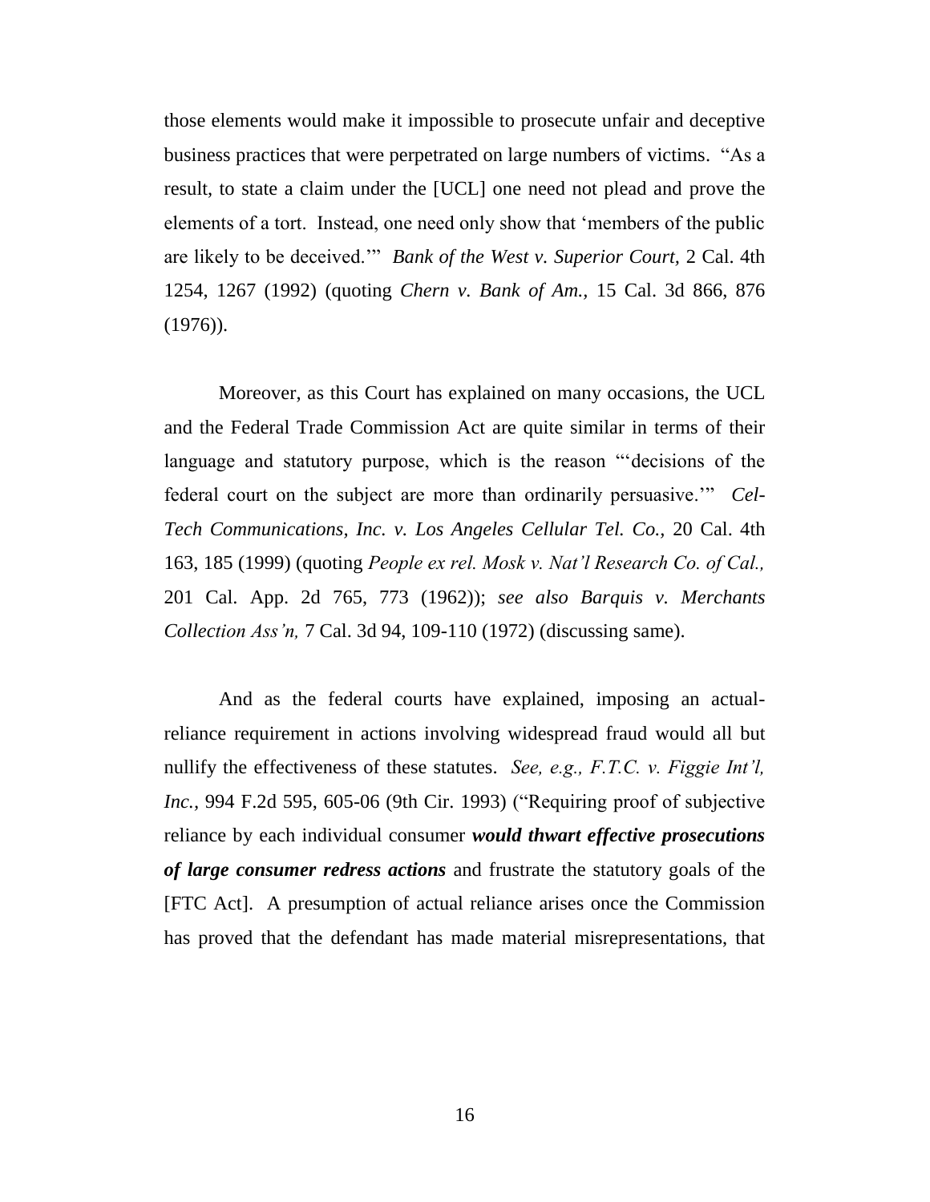those elements would make it impossible to prosecute unfair and deceptive business practices that were perpetrated on large numbers of victims. "As a result, to state a claim under the [UCL] one need not plead and prove the elements of a tort. Instead, one need only show that 'members of the public are likely to be deceived.'" *Bank of the West v. Superior Court,* 2 Cal. 4th 1254, 1267 (1992) (quoting *Chern v. Bank of Am.,* 15 Cal. 3d 866, 876 (1976)).

Moreover, as this Court has explained on many occasions, the UCL and the Federal Trade Commission Act are quite similar in terms of their language and statutory purpose, which is the reason "'decisions of the federal court on the subject are more than ordinarily persuasive.'" *Cel-Tech Communications, Inc. v. Los Angeles Cellular Tel. Co.,* 20 Cal. 4th 163, 185 (1999) (quoting *People ex rel. Mosk v. Nat'l Research Co. of Cal.,* 201 Cal. App. 2d 765, 773 (1962)); *see also Barquis v. Merchants Collection Ass'n,* 7 Cal. 3d 94, 109-110 (1972) (discussing same).

And as the federal courts have explained, imposing an actual-reliance requirement in actions involving widespread fraud would all but nullify the effectiveness of these statutes. *See, e.g., F.T.C. v. Figgie Int'l, Inc.,* 994 F.2d 595, 605-06 (9th Cir. 1993) ("Requiring proof of subjective reliance by each individual consumer ***would thwart effective prosecutions of large consumer redress actions*** and frustrate the statutory goals of the [FTC Act]. A presumption of actual reliance arises once the Commission has proved that the defendant has made material misrepresentations, that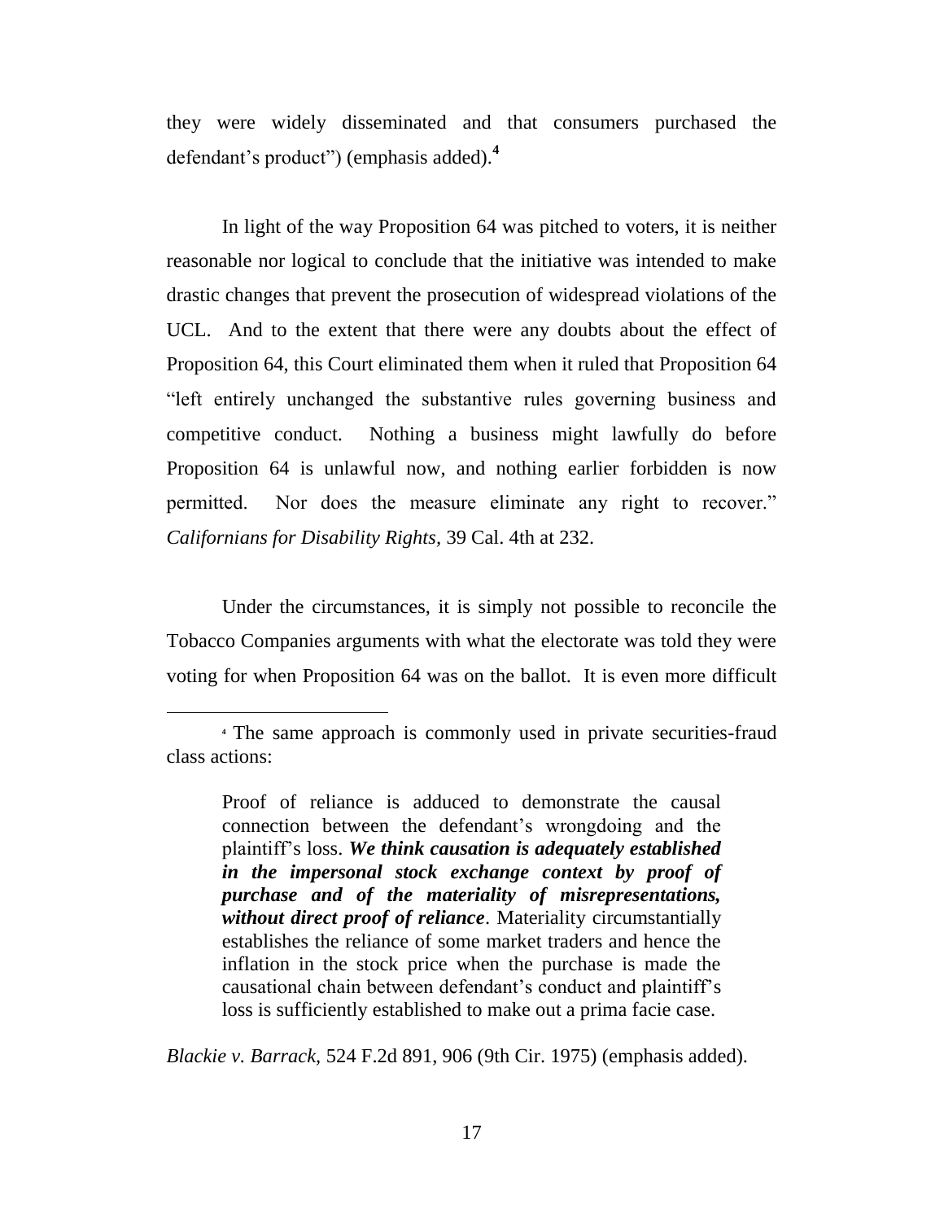they were widely disseminated and that consumers purchased the defendant's product") (emphasis added).[4]

In light of the way Proposition 64 was pitched to voters, it is neither reasonable nor logical to conclude that the initiative was intended to make drastic changes that prevent the prosecution of widespread violations of the UCL. And to the extent that there were any doubts about the effect of Proposition 64, this Court eliminated them when it ruled that Proposition 64 "left entirely unchanged the substantive rules governing business and competitive conduct. Nothing a business might lawfully do before Proposition 64 is unlawful now, and nothing earlier forbidden is now permitted. Nor does the measure eliminate any right to recover." *Californians for Disability Rights*, 39 Cal. 4th at 232.

Under the circumstances, it is simply not possible to reconcile the Tobacco Companies arguments with what the electorate was told they were voting for when Proposition 64 was on the ballot. It is even more difficult

---

[4] The same approach is commonly used in private securities-fraud class actions:

> Proof of reliance is adduced to demonstrate the causal connection between the defendant's wrongdoing and the plaintiff's loss. ***We think causation is adequately established in the impersonal stock exchange context by proof of purchase and of the materiality of misrepresentations, without direct proof of reliance***. Materiality circumstantially establishes the reliance of some market traders and hence the inflation in the stock price when the purchase is made the causational chain between defendant's conduct and plaintiff's loss is sufficiently established to make out a prima facie case.

*Blackie v. Barrack*, 524 F.2d 891, 906 (9th Cir. 1975) (emphasis added).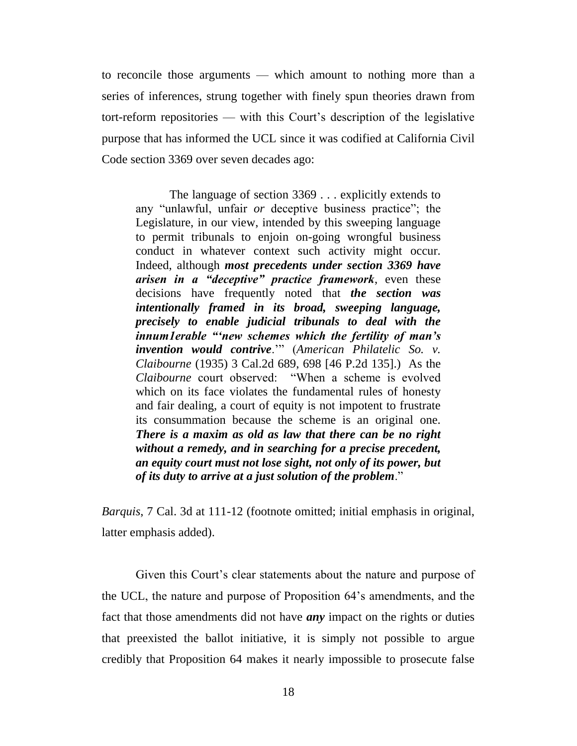to reconcile those arguments — which amount to nothing more than a series of inferences, strung together with finely spun theories drawn from tort-reform repositories — with this Court's description of the legislative purpose that has informed the UCL since it was codified at California Civil Code section 3369 over seven decades ago:

> The language of section 3369 . . . explicitly extends to any "unlawful, unfair *or* deceptive business practice"; the Legislature, in our view, intended by this sweeping language to permit tribunals to enjoin on-going wrongful business conduct in whatever context such activity might occur. Indeed, although ***most precedents under section 3369 have arisen in a "deceptive" practice framework***, even these decisions have frequently noted that ***the section was intentionally framed in its broad, sweeping language, precisely to enable judicial tribunals to deal with the innum1erable "'new schemes which the fertility of man's invention would contrive***.'" (*American Philatelic So. v. Claibourne* (1935) 3 Cal.2d 689, 698 [46 P.2d 135].) As the *Claibourne* court observed: "When a scheme is evolved which on its face violates the fundamental rules of honesty and fair dealing, a court of equity is not impotent to frustrate its consummation because the scheme is an original one. ***There is a maxim as old as law that there can be no right without a remedy, and in searching for a precise precedent, an equity court must not lose sight, not only of its power, but of its duty to arrive at a just solution of the problem***."

*Barquis*, 7 Cal. 3d at 111-12 (footnote omitted; initial emphasis in original, latter emphasis added).

Given this Court's clear statements about the nature and purpose of the UCL, the nature and purpose of Proposition 64's amendments, and the fact that those amendments did not have ***any*** impact on the rights or duties that preexisted the ballot initiative, it is simply not possible to argue credibly that Proposition 64 makes it nearly impossible to prosecute false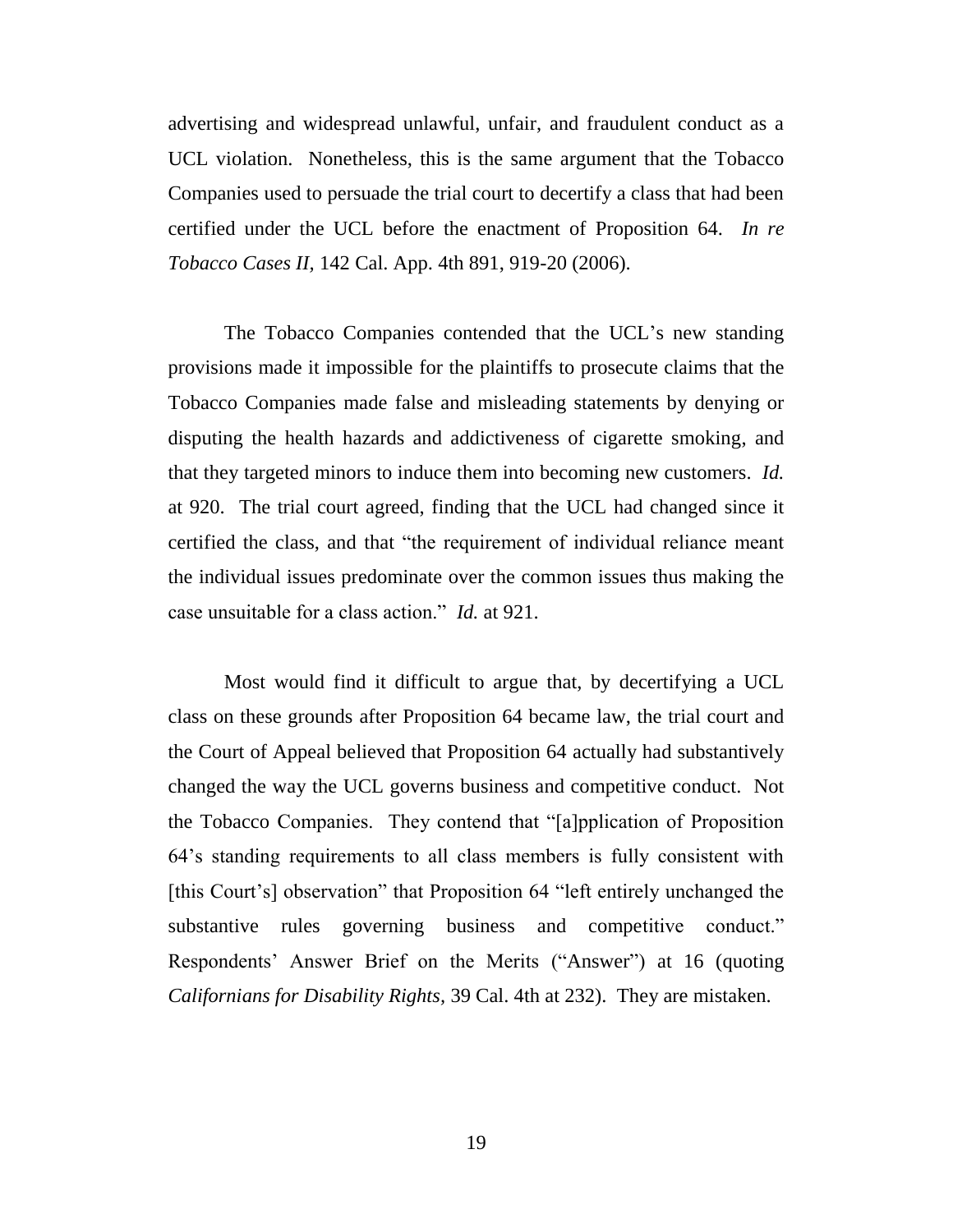advertising and widespread unlawful, unfair, and fraudulent conduct as a UCL violation. Nonetheless, this is the same argument that the Tobacco Companies used to persuade the trial court to decertify a class that had been certified under the UCL before the enactment of Proposition 64. *In re Tobacco Cases II*, 142 Cal. App. 4th 891, 919-20 (2006).

The Tobacco Companies contended that the UCL's new standing provisions made it impossible for the plaintiffs to prosecute claims that the Tobacco Companies made false and misleading statements by denying or disputing the health hazards and addictiveness of cigarette smoking, and that they targeted minors to induce them into becoming new customers. *Id.* at 920. The trial court agreed, finding that the UCL had changed since it certified the class, and that "the requirement of individual reliance meant the individual issues predominate over the common issues thus making the case unsuitable for a class action." *Id.* at 921.

Most would find it difficult to argue that, by decertifying a UCL class on these grounds after Proposition 64 became law, the trial court and the Court of Appeal believed that Proposition 64 actually had substantively changed the way the UCL governs business and competitive conduct. Not the Tobacco Companies. They contend that "[a]pplication of Proposition 64's standing requirements to all class members is fully consistent with [this Court's] observation" that Proposition 64 "left entirely unchanged the substantive rules governing business and competitive conduct." Respondents' Answer Brief on the Merits ("Answer") at 16 (quoting *Californians for Disability Rights*, 39 Cal. 4th at 232). They are mistaken.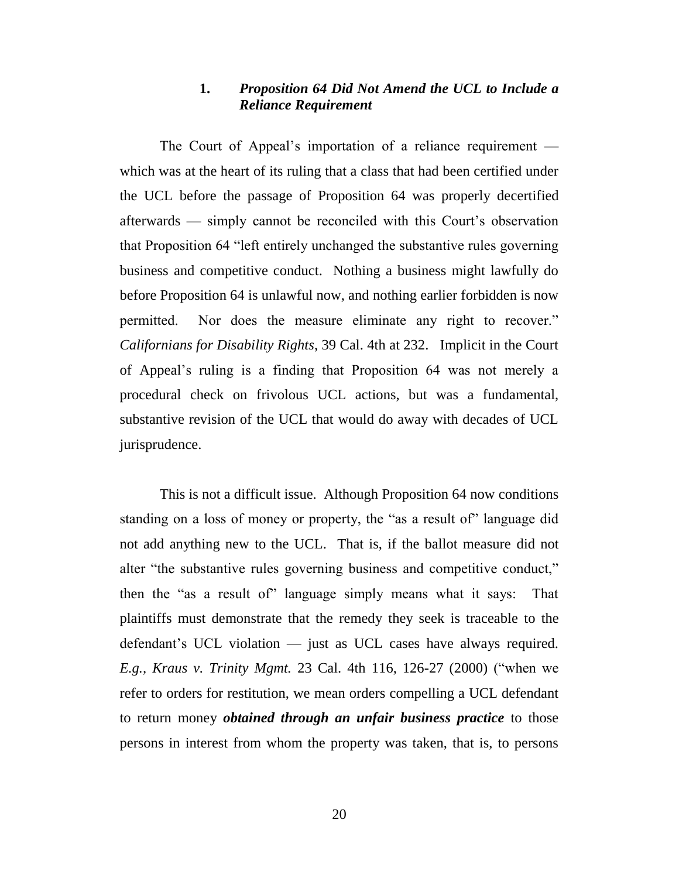### 1. *Proposition 64 Did Not Amend the UCL to Include a Reliance Requirement*

The Court of Appeal's importation of a reliance requirement — which was at the heart of its ruling that a class that had been certified under the UCL before the passage of Proposition 64 was properly decertified afterwards — simply cannot be reconciled with this Court's observation that Proposition 64 "left entirely unchanged the substantive rules governing business and competitive conduct. Nothing a business might lawfully do before Proposition 64 is unlawful now, and nothing earlier forbidden is now permitted. Nor does the measure eliminate any right to recover." *Californians for Disability Rights*, 39 Cal. 4th at 232. Implicit in the Court of Appeal's ruling is a finding that Proposition 64 was not merely a procedural check on frivolous UCL actions, but was a fundamental, substantive revision of the UCL that would do away with decades of UCL jurisprudence.

This is not a difficult issue. Although Proposition 64 now conditions standing on a loss of money or property, the "as a result of" language did not add anything new to the UCL. That is, if the ballot measure did not alter "the substantive rules governing business and competitive conduct," then the "as a result of" language simply means what it says: That plaintiffs must demonstrate that the remedy they seek is traceable to the defendant's UCL violation — just as UCL cases have always required. *E.g., Kraus v. Trinity Mgmt.* 23 Cal. 4th 116, 126-27 (2000) ("when we refer to orders for restitution, we mean orders compelling a UCL defendant to return money ***obtained through an unfair business practice*** to those persons in interest from whom the property was taken, that is, to persons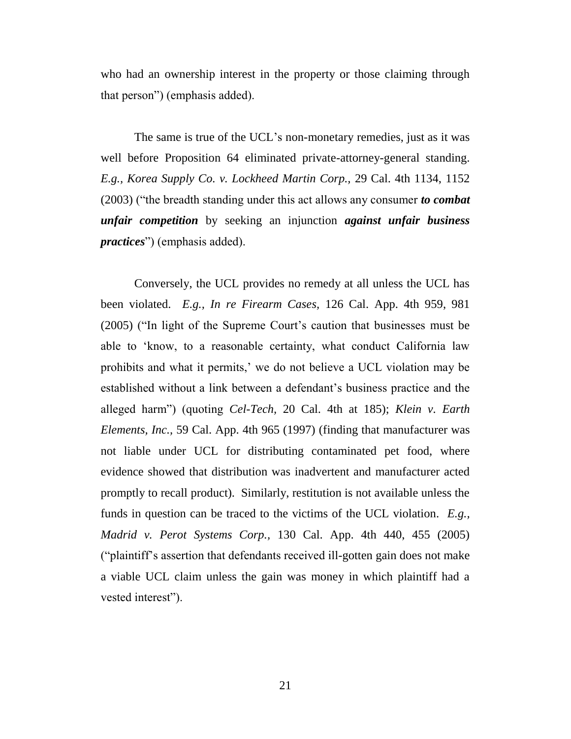who had an ownership interest in the property or those claiming through that person") (emphasis added).

The same is true of the UCL's non-monetary remedies, just as it was well before Proposition 64 eliminated private-attorney-general standing. *E.g.*, *Korea Supply Co. v. Lockheed Martin Corp.*, 29 Cal. 4th 1134, 1152 (2003) ("the breadth standing under this act allows any consumer ***to combat unfair competition*** by seeking an injunction ***against unfair business practices***") (emphasis added).

Conversely, the UCL provides no remedy at all unless the UCL has been violated. *E.g.*, *In re Firearm Cases*, 126 Cal. App. 4th 959, 981 (2005) ("In light of the Supreme Court's caution that businesses must be able to 'know, to a reasonable certainty, what conduct California law prohibits and what it permits,' we do not believe a UCL violation may be established without a link between a defendant's business practice and the alleged harm") (quoting *Cel-Tech*, 20 Cal. 4th at 185); *Klein v. Earth Elements, Inc.*, 59 Cal. App. 4th 965 (1997) (finding that manufacturer was not liable under UCL for distributing contaminated pet food, where evidence showed that distribution was inadvertent and manufacturer acted promptly to recall product). Similarly, restitution is not available unless the funds in question can be traced to the victims of the UCL violation. *E.g.*, *Madrid v. Perot Systems Corp.*, 130 Cal. App. 4th 440, 455 (2005) ("plaintiff's assertion that defendants received ill-gotten gain does not make a viable UCL claim unless the gain was money in which plaintiff had a vested interest").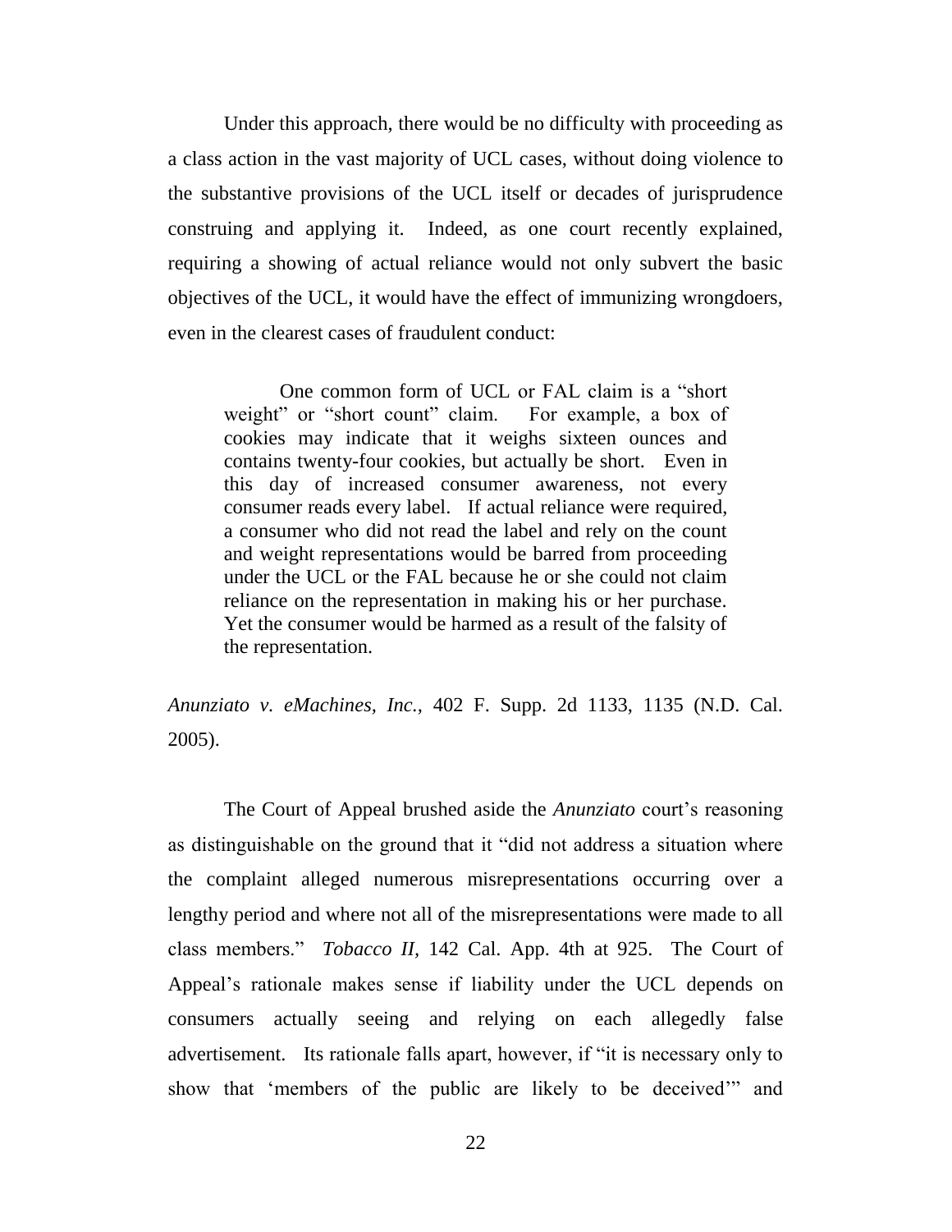Under this approach, there would be no difficulty with proceeding as a class action in the vast majority of UCL cases, without doing violence to the substantive provisions of the UCL itself or decades of jurisprudence construing and applying it. Indeed, as one court recently explained, requiring a showing of actual reliance would not only subvert the basic objectives of the UCL, it would have the effect of immunizing wrongdoers, even in the clearest cases of fraudulent conduct:

> One common form of UCL or FAL claim is a "short weight" or "short count" claim. For example, a box of cookies may indicate that it weighs sixteen ounces and contains twenty-four cookies, but actually be short. Even in this day of increased consumer awareness, not every consumer reads every label. If actual reliance were required, a consumer who did not read the label and rely on the count and weight representations would be barred from proceeding under the UCL or the FAL because he or she could not claim reliance on the representation in making his or her purchase. Yet the consumer would be harmed as a result of the falsity of the representation.

*Anunziato v. eMachines, Inc.*, 402 F. Supp. 2d 1133, 1135 (N.D. Cal. 2005).

The Court of Appeal brushed aside the *Anunziato* court's reasoning as distinguishable on the ground that it "did not address a situation where the complaint alleged numerous misrepresentations occurring over a lengthy period and where not all of the misrepresentations were made to all class members." *Tobacco II*, 142 Cal. App. 4th at 925. The Court of Appeal's rationale makes sense if liability under the UCL depends on consumers actually seeing and relying on each allegedly false advertisement. Its rationale falls apart, however, if "it is necessary only to show that 'members of the public are likely to be deceived'" and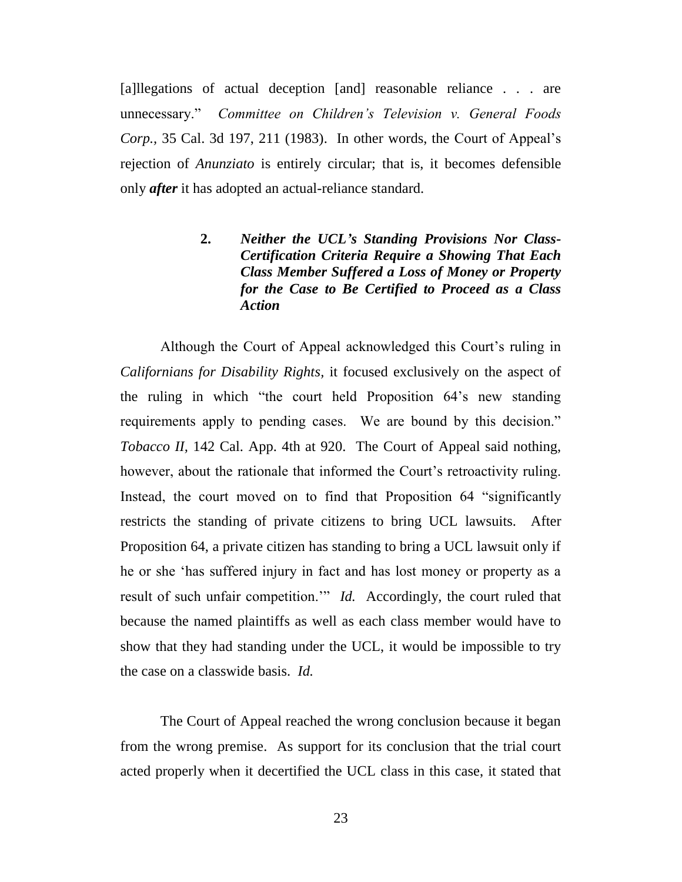[a]llegations of actual deception [and] reasonable reliance . . . are unnecessary." *Committee on Children's Television v. General Foods Corp.*, 35 Cal. 3d 197, 211 (1983). In other words, the Court of Appeal's rejection of *Anunziato* is entirely circular; that is, it becomes defensible only ***after*** it has adopted an actual-reliance standard.

#### 2. *Neither the UCL's Standing Provisions Nor Class-Certification Criteria Require a Showing That Each Class Member Suffered a Loss of Money or Property for the Case to Be Certified to Proceed as a Class Action*

Although the Court of Appeal acknowledged this Court's ruling in *Californians for Disability Rights*, it focused exclusively on the aspect of the ruling in which "the court held Proposition 64's new standing requirements apply to pending cases. We are bound by this decision." *Tobacco II*, 142 Cal. App. 4th at 920. The Court of Appeal said nothing, however, about the rationale that informed the Court's retroactivity ruling. Instead, the court moved on to find that Proposition 64 "significantly restricts the standing of private citizens to bring UCL lawsuits. After Proposition 64, a private citizen has standing to bring a UCL lawsuit only if he or she 'has suffered injury in fact and has lost money or property as a result of such unfair competition.'" *Id.* Accordingly, the court ruled that because the named plaintiffs as well as each class member would have to show that they had standing under the UCL, it would be impossible to try the case on a classwide basis. *Id.*

The Court of Appeal reached the wrong conclusion because it began from the wrong premise. As support for its conclusion that the trial court acted properly when it decertified the UCL class in this case, it stated that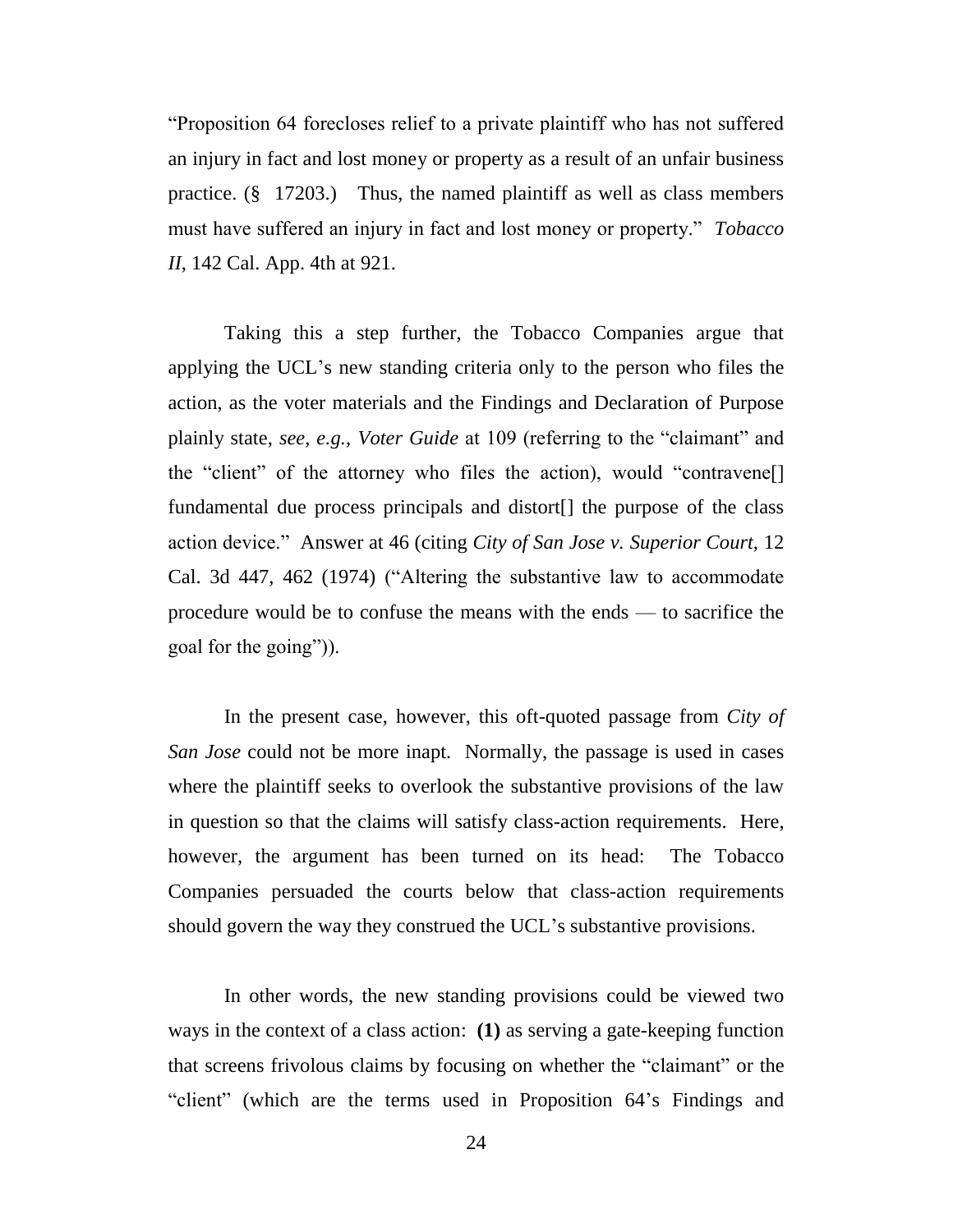"Proposition 64 forecloses relief to a private plaintiff who has not suffered an injury in fact and lost money or property as a result of an unfair business practice. (§ 17203.) Thus, the named plaintiff as well as class members must have suffered an injury in fact and lost money or property." *Tobacco II*, 142 Cal. App. 4th at 921.

Taking this a step further, the Tobacco Companies argue that applying the UCL's new standing criteria only to the person who files the action, as the voter materials and the Findings and Declaration of Purpose plainly state, *see, e.g., Voter Guide* at 109 (referring to the "claimant" and the "client" of the attorney who files the action), would "contravene[] fundamental due process principals and distort[] the purpose of the class action device." Answer at 46 (citing *City of San Jose v. Superior Court,* 12 Cal. 3d 447, 462 (1974) ("Altering the substantive law to accommodate procedure would be to confuse the means with the ends — to sacrifice the goal for the going")).

In the present case, however, this oft-quoted passage from *City of San Jose* could not be more inapt. Normally, the passage is used in cases where the plaintiff seeks to overlook the substantive provisions of the law in question so that the claims will satisfy class-action requirements. Here, however, the argument has been turned on its head: The Tobacco Companies persuaded the courts below that class-action requirements should govern the way they construed the UCL's substantive provisions.

In other words, the new standing provisions could be viewed two ways in the context of a class action: **(1)** as serving a gate-keeping function that screens frivolous claims by focusing on whether the "claimant" or the "client" (which are the terms used in Proposition 64's Findings and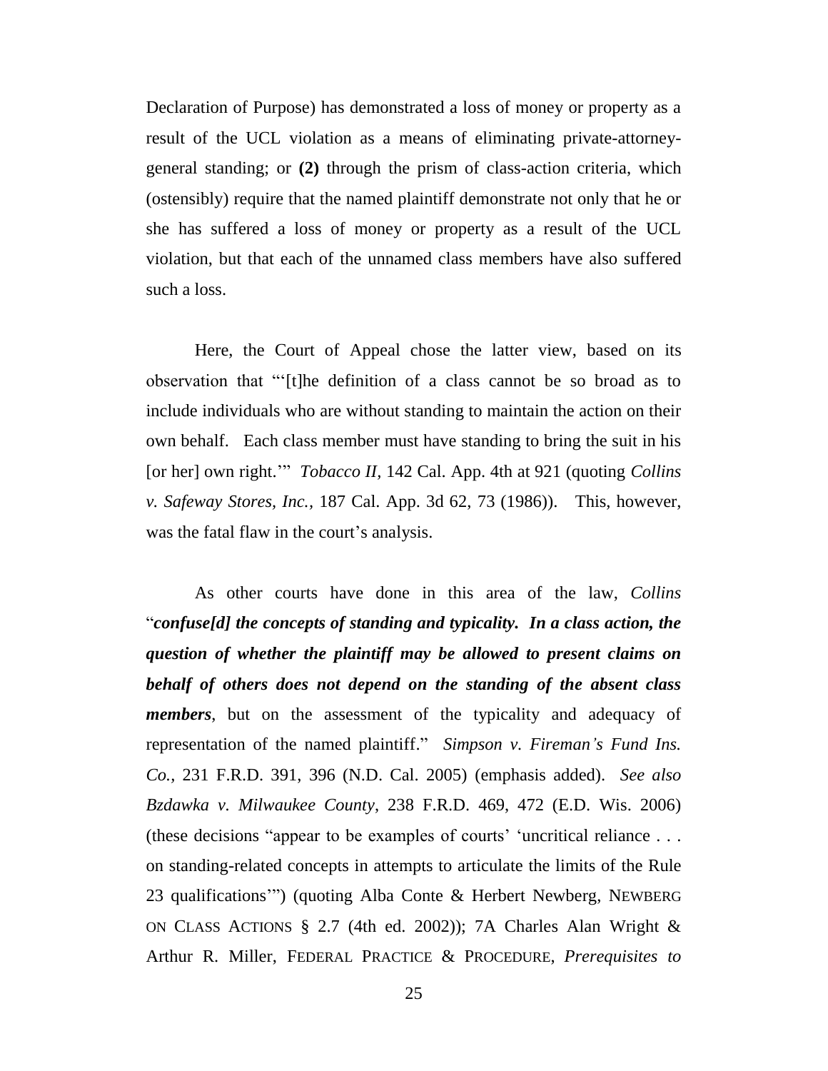Declaration of Purpose) has demonstrated a loss of money or property as a result of the UCL violation as a means of eliminating private-attorney-general standing; or **(2)** through the prism of class-action criteria, which (ostensibly) require that the named plaintiff demonstrate not only that he or she has suffered a loss of money or property as a result of the UCL violation, but that each of the unnamed class members have also suffered such a loss.

Here, the Court of Appeal chose the latter view, based on its observation that "'[t]he definition of a class cannot be so broad as to include individuals who are without standing to maintain the action on their own behalf. Each class member must have standing to bring the suit in his [or her] own right.'" *Tobacco II*, 142 Cal. App. 4th at 921 (quoting *Collins v. Safeway Stores, Inc.*, 187 Cal. App. 3d 62, 73 (1986)). This, however, was the fatal flaw in the court's analysis.

As other courts have done in this area of the law, *Collins* "***confuse[d] the concepts of standing and typicality. In a class action, the question of whether the plaintiff may be allowed to present claims on behalf of others does not depend on the standing of the absent class members***, but on the assessment of the typicality and adequacy of representation of the named plaintiff." *Simpson v. Fireman's Fund Ins. Co.*, 231 F.R.D. 391, 396 (N.D. Cal. 2005) (emphasis added). *See also Bzdawka v. Milwaukee County*, 238 F.R.D. 469, 472 (E.D. Wis. 2006) (these decisions "appear to be examples of courts' 'uncritical reliance . . . on standing-related concepts in attempts to articulate the limits of the Rule 23 qualifications'") (quoting Alba Conte & Herbert Newberg, NEWBERG ON CLASS ACTIONS § 2.7 (4th ed. 2002)); 7A Charles Alan Wright & Arthur R. Miller, FEDERAL PRACTICE & PROCEDURE, *Prerequisites to*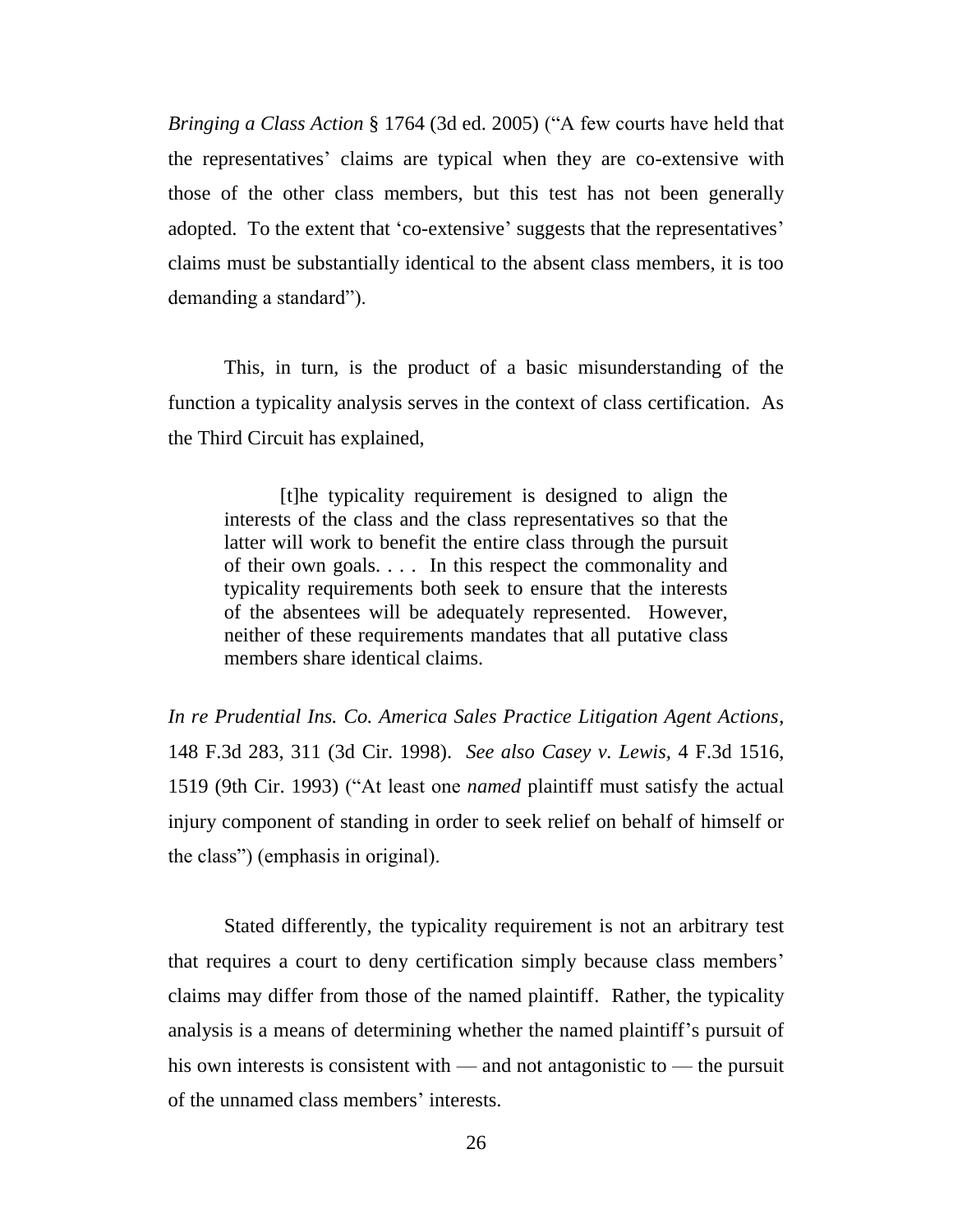*Bringing a Class Action* § 1764 (3d ed. 2005) ("A few courts have held that the representatives' claims are typical when they are co-extensive with those of the other class members, but this test has not been generally adopted. To the extent that 'co-extensive' suggests that the representatives' claims must be substantially identical to the absent class members, it is too demanding a standard").

This, in turn, is the product of a basic misunderstanding of the function a typicality analysis serves in the context of class certification. As the Third Circuit has explained,

> [t]he typicality requirement is designed to align the interests of the class and the class representatives so that the latter will work to benefit the entire class through the pursuit of their own goals. . . . In this respect the commonality and typicality requirements both seek to ensure that the interests of the absentees will be adequately represented. However, neither of these requirements mandates that all putative class members share identical claims.

*In re Prudential Ins. Co. America Sales Practice Litigation Agent Actions*, 148 F.3d 283, 311 (3d Cir. 1998). *See also Casey v. Lewis*, 4 F.3d 1516, 1519 (9th Cir. 1993) ("At least one *named* plaintiff must satisfy the actual injury component of standing in order to seek relief on behalf of himself or the class") (emphasis in original).

Stated differently, the typicality requirement is not an arbitrary test that requires a court to deny certification simply because class members' claims may differ from those of the named plaintiff. Rather, the typicality analysis is a means of determining whether the named plaintiff's pursuit of his own interests is consistent with — and not antagonistic to — the pursuit of the unnamed class members' interests.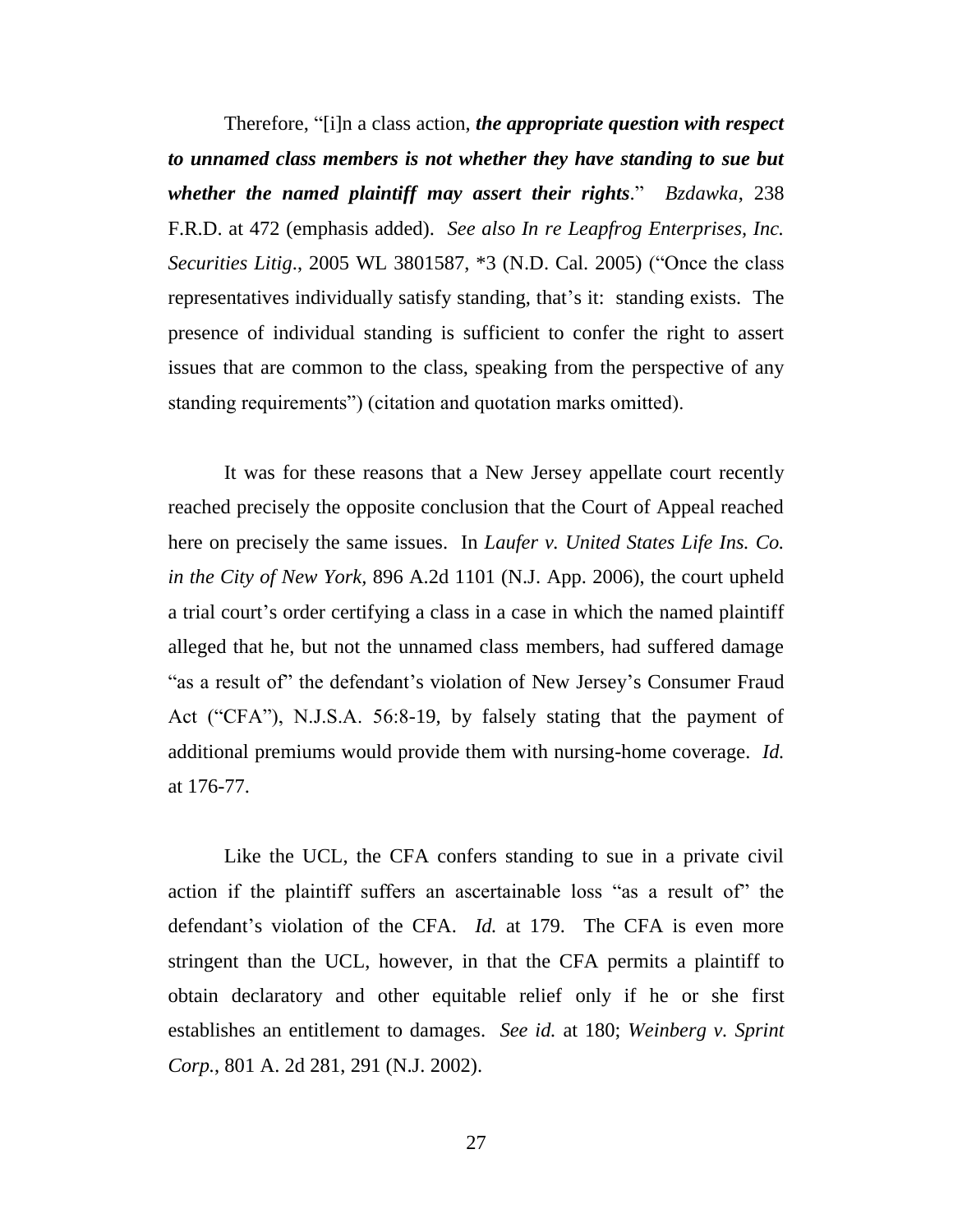Therefore, "[i]n a class action, ***the appropriate question with respect to unnamed class members is not whether they have standing to sue but whether the named plaintiff may assert their rights***." *Bzdawka*, 238 F.R.D. at 472 (emphasis added). *See also In re Leapfrog Enterprises, Inc. Securities Litig.*, 2005 WL 3801587, *3 (N.D. Cal. 2005) ("Once the class representatives individually satisfy standing, that's it: standing exists. The presence of individual standing is sufficient to confer the right to assert issues that are common to the class, speaking from the perspective of any standing requirements") (citation and quotation marks omitted).

It was for these reasons that a New Jersey appellate court recently reached precisely the opposite conclusion that the Court of Appeal reached here on precisely the same issues. In *Laufer v. United States Life Ins. Co. in the City of New York*, 896 A.2d 1101 (N.J. App. 2006), the court upheld a trial court's order certifying a class in a case in which the named plaintiff alleged that he, but not the unnamed class members, had suffered damage "as a result of" the defendant's violation of New Jersey's Consumer Fraud Act ("CFA"), N.J.S.A. 56:8-19, by falsely stating that the payment of additional premiums would provide them with nursing-home coverage. *Id.* at 176-77.

Like the UCL, the CFA confers standing to sue in a private civil action if the plaintiff suffers an ascertainable loss "as a result of" the defendant's violation of the CFA. *Id.* at 179. The CFA is even more stringent than the UCL, however, in that the CFA permits a plaintiff to obtain declaratory and other equitable relief only if he or she first establishes an entitlement to damages. *See id.* at 180; *Weinberg v. Sprint Corp.*, 801 A. 2d 281, 291 (N.J. 2002).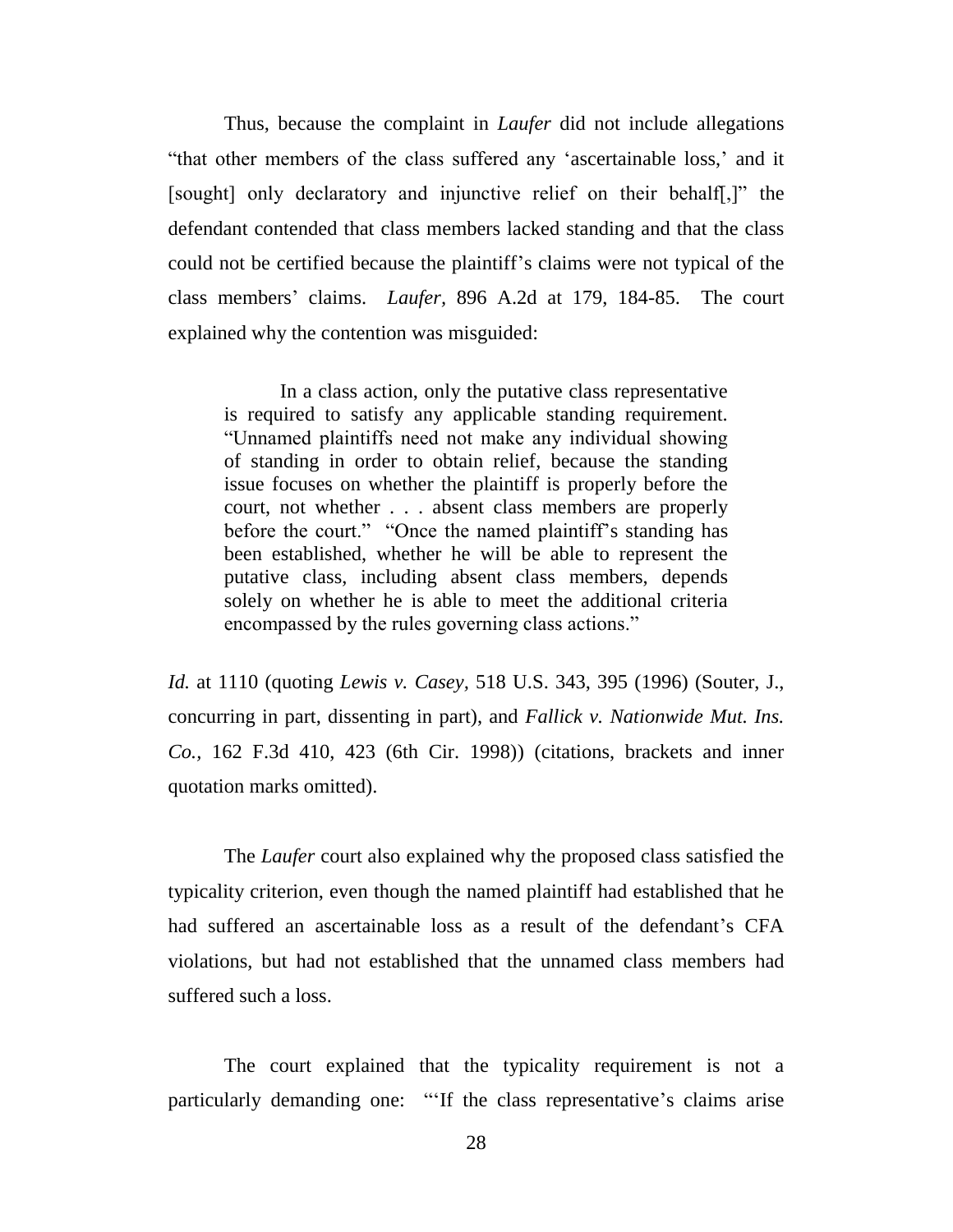Thus, because the complaint in *Laufer* did not include allegations "that other members of the class suffered any 'ascertainable loss,' and it [sought] only declaratory and injunctive relief on their behalf[,]" the defendant contended that class members lacked standing and that the class could not be certified because the plaintiff's claims were not typical of the class members' claims. *Laufer*, 896 A.2d at 179, 184-85. The court explained why the contention was misguided:

> In a class action, only the putative class representative is required to satisfy any applicable standing requirement. "Unnamed plaintiffs need not make any individual showing of standing in order to obtain relief, because the standing issue focuses on whether the plaintiff is properly before the court, not whether . . . absent class members are properly before the court." "Once the named plaintiff's standing has been established, whether he will be able to represent the putative class, including absent class members, depends solely on whether he is able to meet the additional criteria encompassed by the rules governing class actions."

*Id.* at 1110 (quoting *Lewis v. Casey*, 518 U.S. 343, 395 (1996) (Souter, J., concurring in part, dissenting in part), and *Fallick v. Nationwide Mut. Ins. Co.*, 162 F.3d 410, 423 (6th Cir. 1998)) (citations, brackets and inner quotation marks omitted).

The *Laufer* court also explained why the proposed class satisfied the typicality criterion, even though the named plaintiff had established that he had suffered an ascertainable loss as a result of the defendant's CFA violations, but had not established that the unnamed class members had suffered such a loss.

The court explained that the typicality requirement is not a particularly demanding one: "'If the class representative's claims arise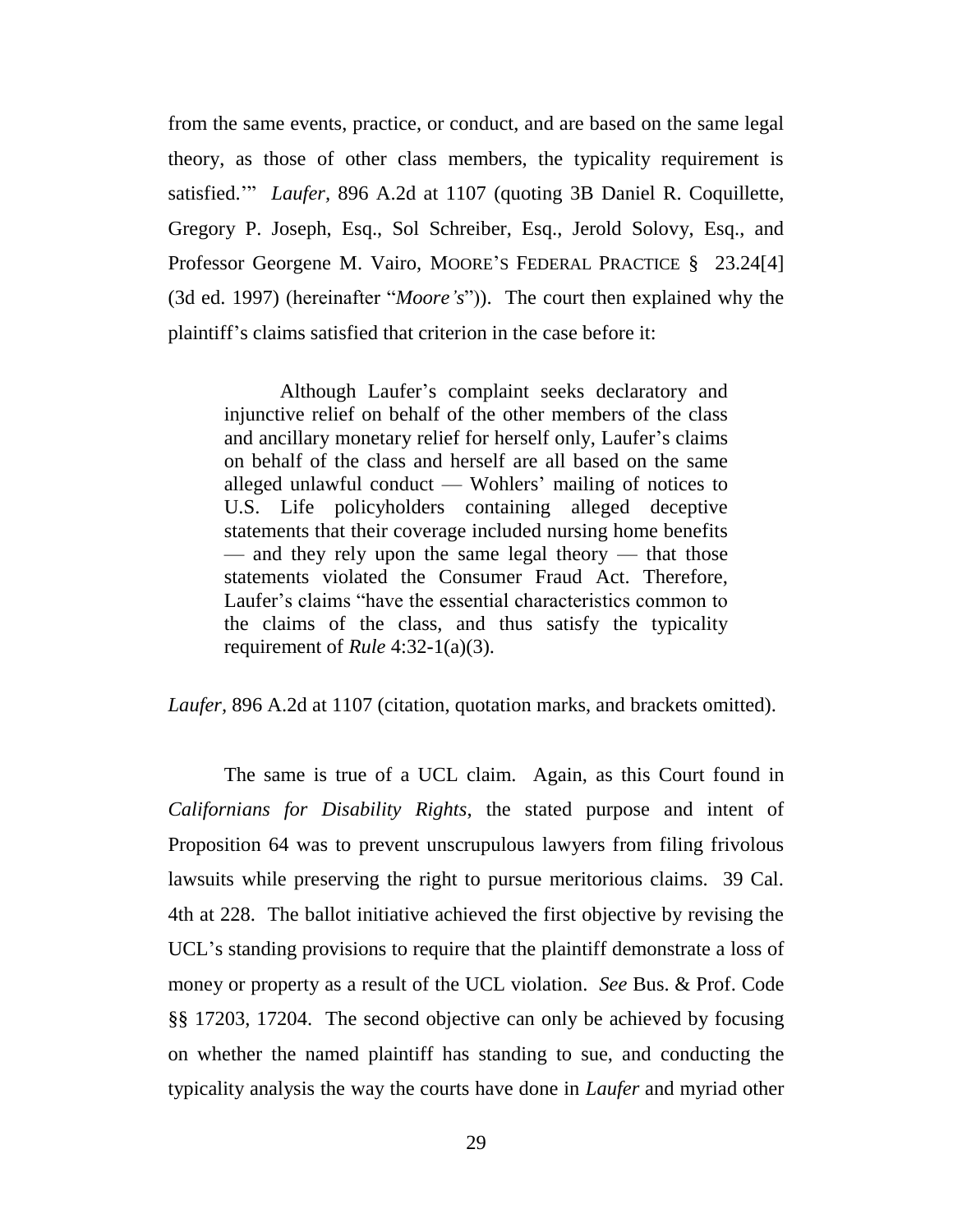from the same events, practice, or conduct, and are based on the same legal theory, as those of other class members, the typicality requirement is satisfied.'" *Laufer,* 896 A.2d at 1107 (quoting 3B Daniel R. Coquillette, Gregory P. Joseph, Esq., Sol Schreiber, Esq., Jerold Solovy, Esq., and Professor Georgene M. Vairo, MOORE'S FEDERAL PRACTICE § 23.24[4] (3d ed. 1997) (hereinafter "*Moore's*")). The court then explained why the plaintiff's claims satisfied that criterion in the case before it:

> Although Laufer's complaint seeks declaratory and injunctive relief on behalf of the other members of the class and ancillary monetary relief for herself only, Laufer's claims on behalf of the class and herself are all based on the same alleged unlawful conduct — Wohlers' mailing of notices to U.S. Life policyholders containing alleged deceptive statements that their coverage included nursing home benefits — and they rely upon the same legal theory — that those statements violated the Consumer Fraud Act. Therefore, Laufer's claims "have the essential characteristics common to the claims of the class, and thus satisfy the typicality requirement of *Rule* 4:32-1(a)(3).

*Laufer,* 896 A.2d at 1107 (citation, quotation marks, and brackets omitted).

The same is true of a UCL claim. Again, as this Court found in *Californians for Disability Rights*, the stated purpose and intent of Proposition 64 was to prevent unscrupulous lawyers from filing frivolous lawsuits while preserving the right to pursue meritorious claims. 39 Cal. 4th at 228. The ballot initiative achieved the first objective by revising the UCL's standing provisions to require that the plaintiff demonstrate a loss of money or property as a result of the UCL violation. *See* Bus. & Prof. Code §§ 17203, 17204. The second objective can only be achieved by focusing on whether the named plaintiff has standing to sue, and conducting the typicality analysis the way the courts have done in *Laufer* and myriad other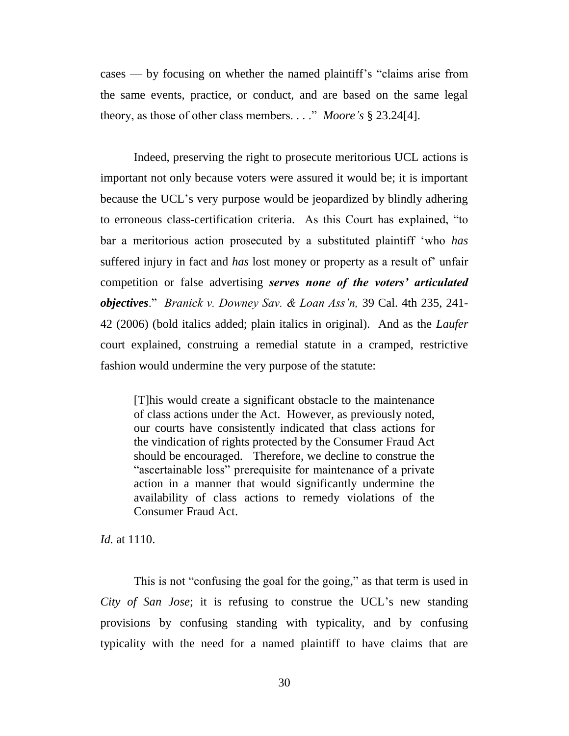cases — by focusing on whether the named plaintiff's "claims arise from the same events, practice, or conduct, and are based on the same legal theory, as those of other class members. . . ." *Moore's* § 23.24[4].

Indeed, preserving the right to prosecute meritorious UCL actions is important not only because voters were assured it would be; it is important because the UCL's very purpose would be jeopardized by blindly adhering to erroneous class-certification criteria. As this Court has explained, "to bar a meritorious action prosecuted by a substituted plaintiff 'who *has* suffered injury in fact and *has* lost money or property as a result of' unfair competition or false advertising ***serves none of the voters' articulated objectives***." *Branick v. Downey Sav. & Loan Ass'n,* 39 Cal. 4th 235, 241-42 (2006) (bold italics added; plain italics in original). And as the *Laufer* court explained, construing a remedial statute in a cramped, restrictive fashion would undermine the very purpose of the statute:

> [T]his would create a significant obstacle to the maintenance of class actions under the Act. However, as previously noted, our courts have consistently indicated that class actions for the vindication of rights protected by the Consumer Fraud Act should be encouraged. Therefore, we decline to construe the "ascertainable loss" prerequisite for maintenance of a private action in a manner that would significantly undermine the availability of class actions to remedy violations of the Consumer Fraud Act.

*Id.* at 1110.

This is not "confusing the goal for the going," as that term is used in *City of San Jose*; it is refusing to construe the UCL's new standing provisions by confusing standing with typicality, and by confusing typicality with the need for a named plaintiff to have claims that are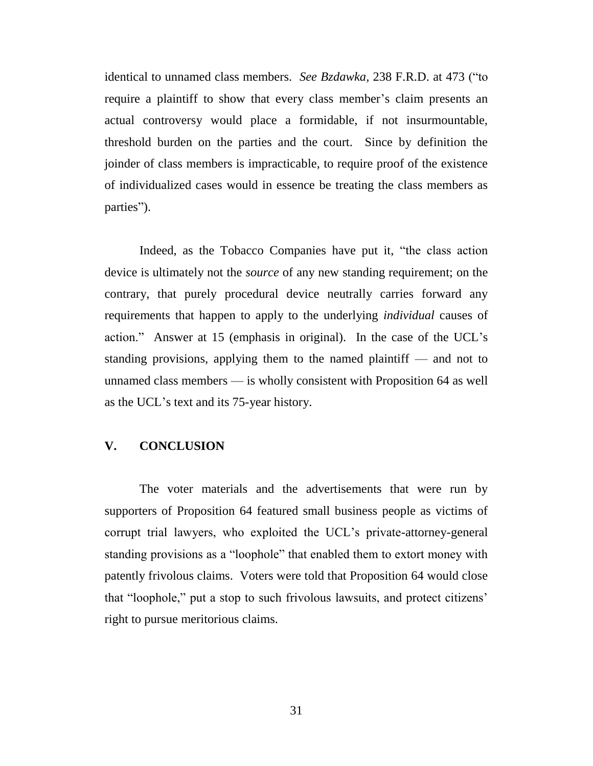identical to unnamed class members. *See Bzdawka*, 238 F.R.D. at 473 ("to require a plaintiff to show that every class member's claim presents an actual controversy would place a formidable, if not insurmountable, threshold burden on the parties and the court. Since by definition the joinder of class members is impracticable, to require proof of the existence of individualized cases would in essence be treating the class members as parties").

Indeed, as the Tobacco Companies have put it, "the class action device is ultimately not the *source* of any new standing requirement; on the contrary, that purely procedural device neutrally carries forward any requirements that happen to apply to the underlying *individual* causes of action." Answer at 15 (emphasis in original). In the case of the UCL's standing provisions, applying them to the named plaintiff — and not to unnamed class members — is wholly consistent with Proposition 64 as well as the UCL's text and its 75-year history.

## V. CONCLUSION

The voter materials and the advertisements that were run by supporters of Proposition 64 featured small business people as victims of corrupt trial lawyers, who exploited the UCL's private-attorney-general standing provisions as a "loophole" that enabled them to extort money with patently frivolous claims. Voters were told that Proposition 64 would close that "loophole," put a stop to such frivolous lawsuits, and protect citizens' right to pursue meritorious claims.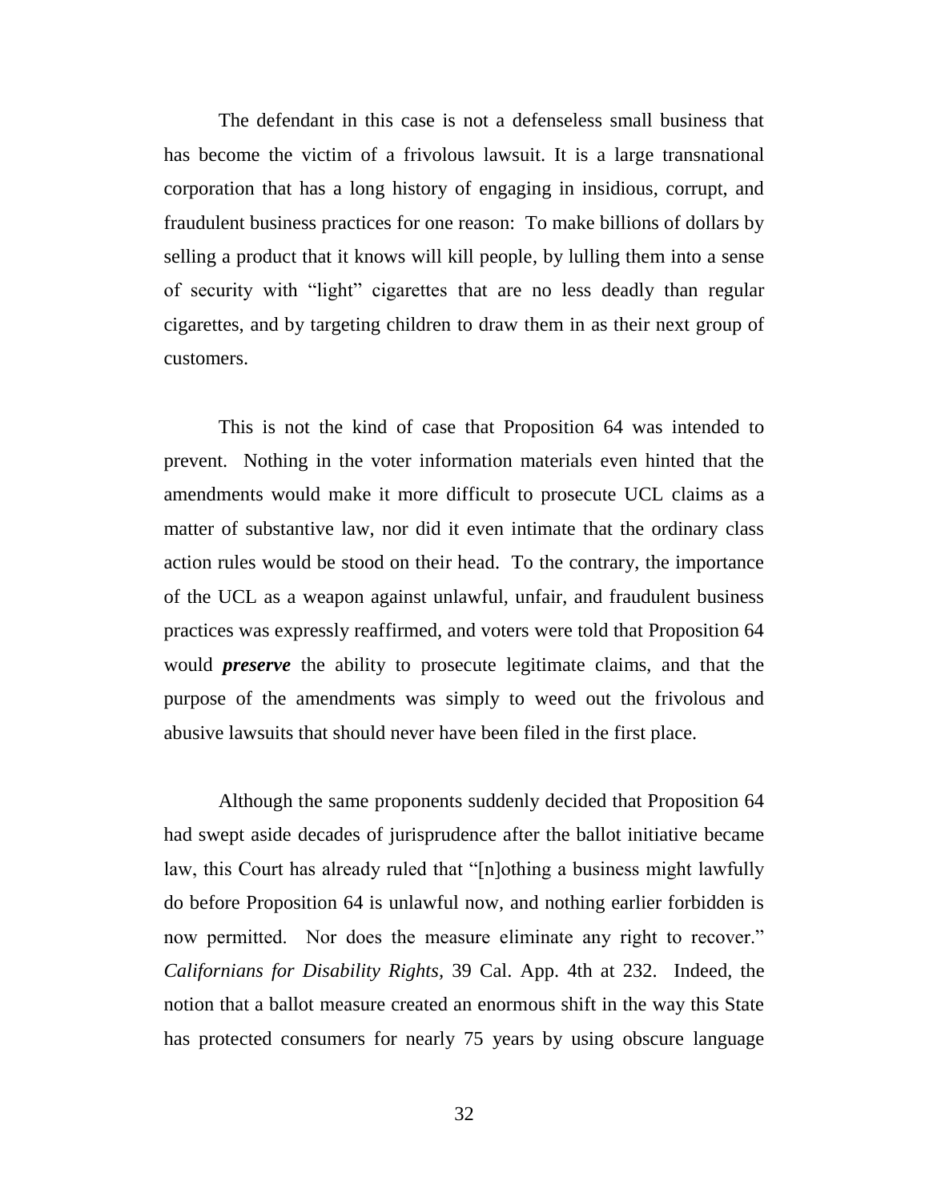The defendant in this case is not a defenseless small business that has become the victim of a frivolous lawsuit. It is a large transnational corporation that has a long history of engaging in insidious, corrupt, and fraudulent business practices for one reason: To make billions of dollars by selling a product that it knows will kill people, by lulling them into a sense of security with "light" cigarettes that are no less deadly than regular cigarettes, and by targeting children to draw them in as their next group of customers.

This is not the kind of case that Proposition 64 was intended to prevent. Nothing in the voter information materials even hinted that the amendments would make it more difficult to prosecute UCL claims as a matter of substantive law, nor did it even intimate that the ordinary class action rules would be stood on their head. To the contrary, the importance of the UCL as a weapon against unlawful, unfair, and fraudulent business practices was expressly reaffirmed, and voters were told that Proposition 64 would ***preserve*** the ability to prosecute legitimate claims, and that the purpose of the amendments was simply to weed out the frivolous and abusive lawsuits that should never have been filed in the first place.

Although the same proponents suddenly decided that Proposition 64 had swept aside decades of jurisprudence after the ballot initiative became law, this Court has already ruled that "[n]othing a business might lawfully do before Proposition 64 is unlawful now, and nothing earlier forbidden is now permitted. Nor does the measure eliminate any right to recover." *Californians for Disability Rights,* 39 Cal. App. 4th at 232. Indeed, the notion that a ballot measure created an enormous shift in the way this State has protected consumers for nearly 75 years by using obscure language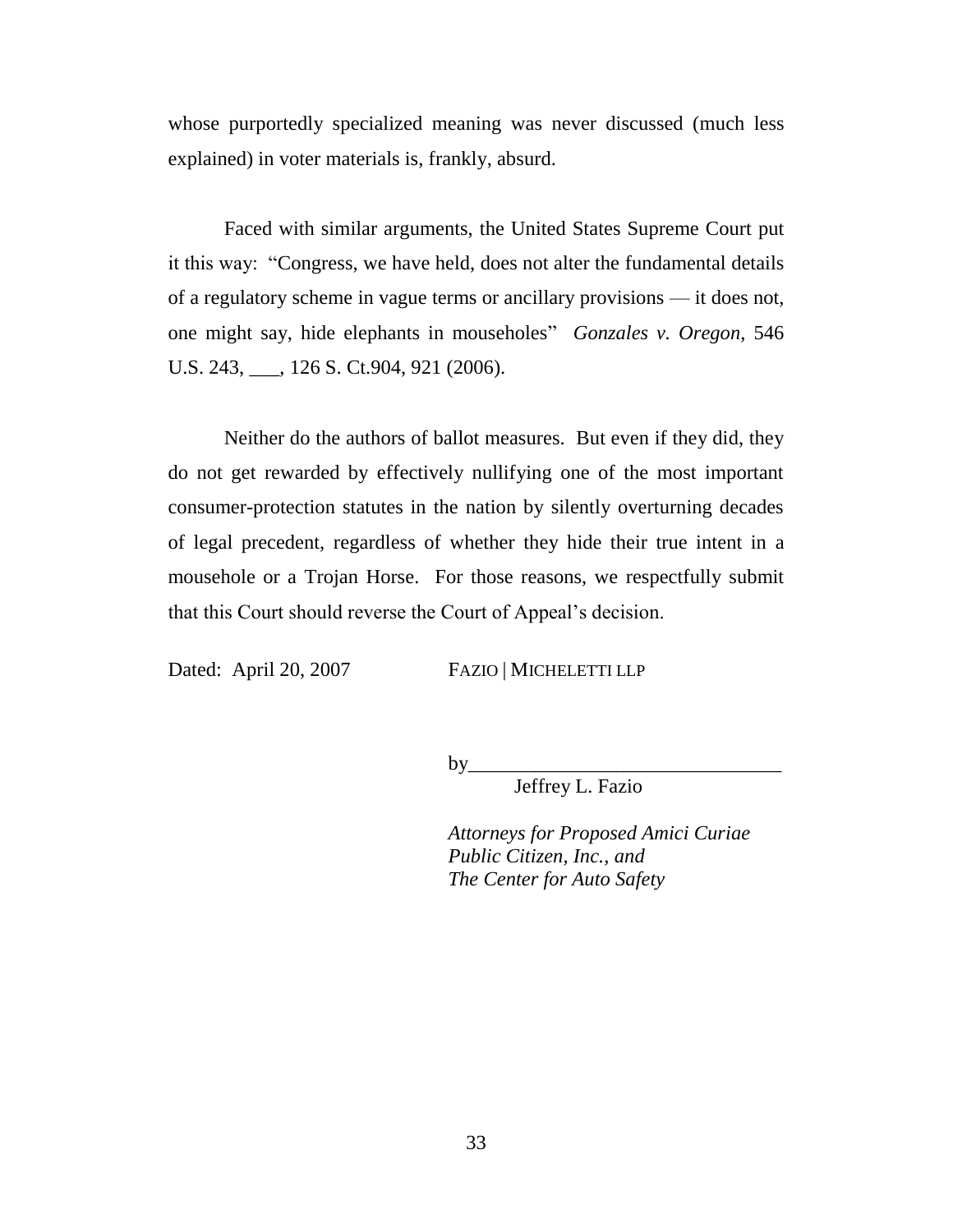whose purportedly specialized meaning was never discussed (much less explained) in voter materials is, frankly, absurd.

Faced with similar arguments, the United States Supreme Court put it this way: "Congress, we have held, does not alter the fundamental details of a regulatory scheme in vague terms or ancillary provisions — it does not, one might say, hide elephants in mouseholes" *Gonzales v. Oregon*, 546 U.S. 243, ___, 126 S. Ct.904, 921 (2006).

Neither do the authors of ballot measures. But even if they did, they do not get rewarded by effectively nullifying one of the most important consumer-protection statutes in the nation by silently overturning decades of legal precedent, regardless of whether they hide their true intent in a mousehole or a Trojan Horse. For those reasons, we respectfully submit that this Court should reverse the Court of Appeal's decision.

Dated: April 20, 2007

FAZIO | MICHELETTI LLP

by_______________________________

Jeffrey L. Fazio

*Attorneys for Proposed Amici Curiae*
*Public Citizen, Inc., and*
*The Center for Auto Safety*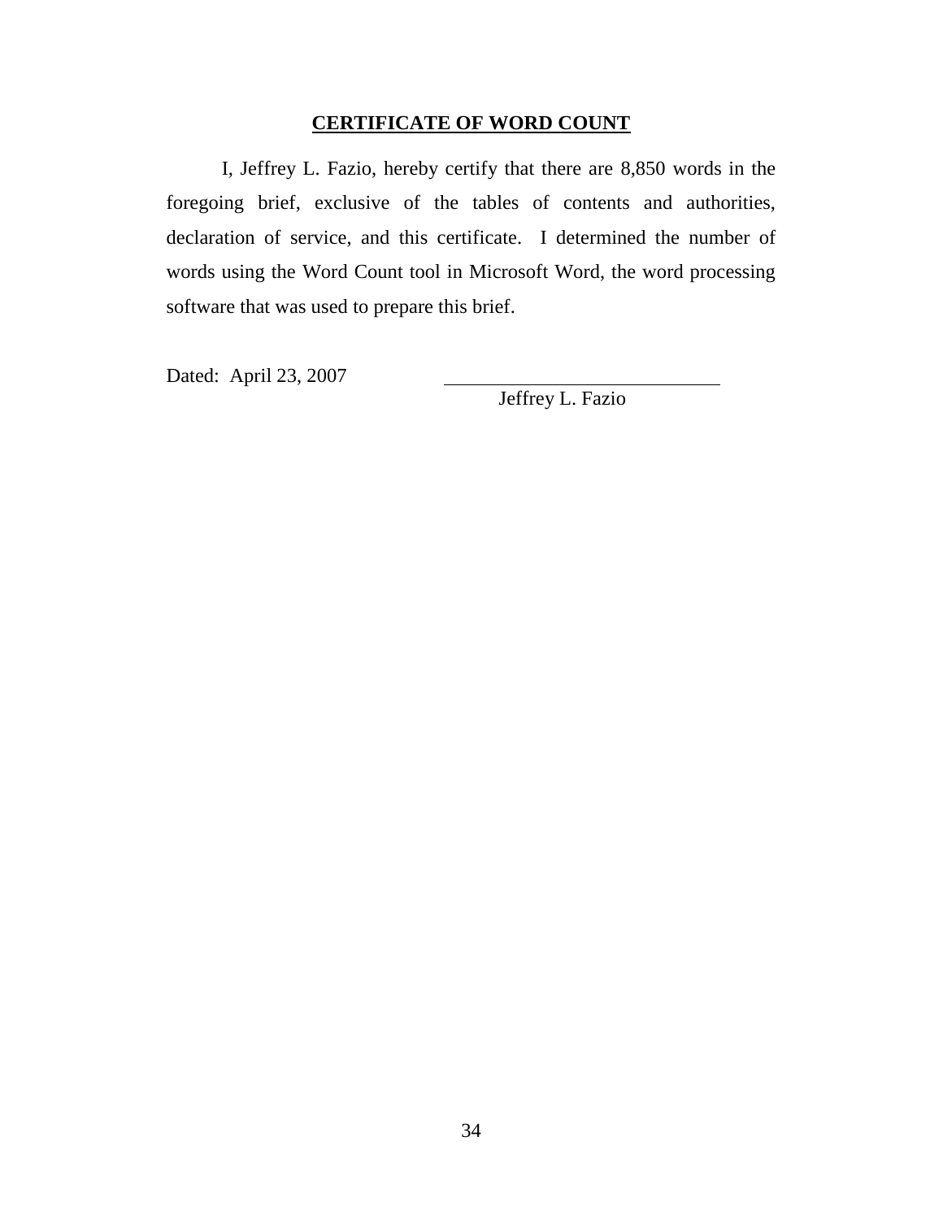## CERTIFICATE OF WORD COUNT

I, Jeffrey L. Fazio, hereby certify that there are 8,850 words in the foregoing brief, exclusive of the tables of contents and authorities, declaration of service, and this certificate. I determined the number of words using the Word Count tool in Microsoft Word, the word processing software that was used to prepare this brief.

Dated: April 23, 2007

\_\_\_\_\_\_\_\_\_\_\_\_\_\_\_\_\_\_\_\_\_\_\_\_\_\_\_\_\_\_

Jeffrey L. Fazio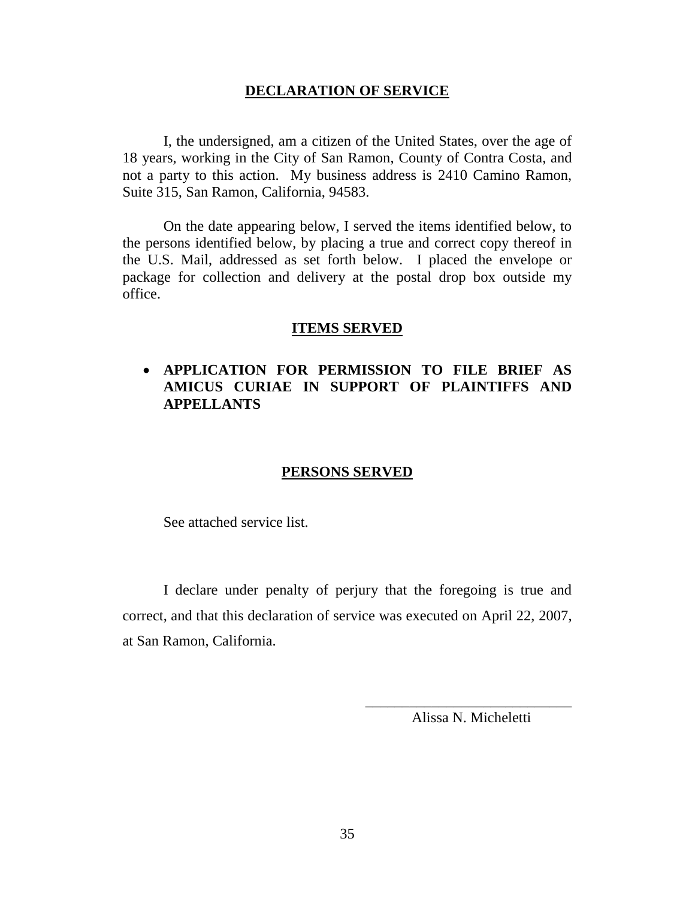## DECLARATION OF SERVICE

I, the undersigned, am a citizen of the United States, over the age of 18 years, working in the City of San Ramon, County of Contra Costa, and not a party to this action. My business address is 2410 Camino Ramon, Suite 315, San Ramon, California, 94583.

On the date appearing below, I served the items identified below, to the persons identified below, by placing a true and correct copy thereof in the U.S. Mail, addressed as set forth below. I placed the envelope or package for collection and delivery at the postal drop box outside my office.

## ITEMS SERVED

- **APPLICATION FOR PERMISSION TO FILE BRIEF AS AMICUS CURIAE IN SUPPORT OF PLAINTIFFS AND APPELLANTS**

## PERSONS SERVED

See attached service list.

I declare under penalty of perjury that the foregoing is true and correct, and that this declaration of service was executed on April 22, 2007, at San Ramon, California.

\_\_\_\_\_\_\_\_\_\_\_\_\_\_\_\_\_\_\_\_\_\_\_\_\_\_\_\_\_\_

Alissa N. Micheletti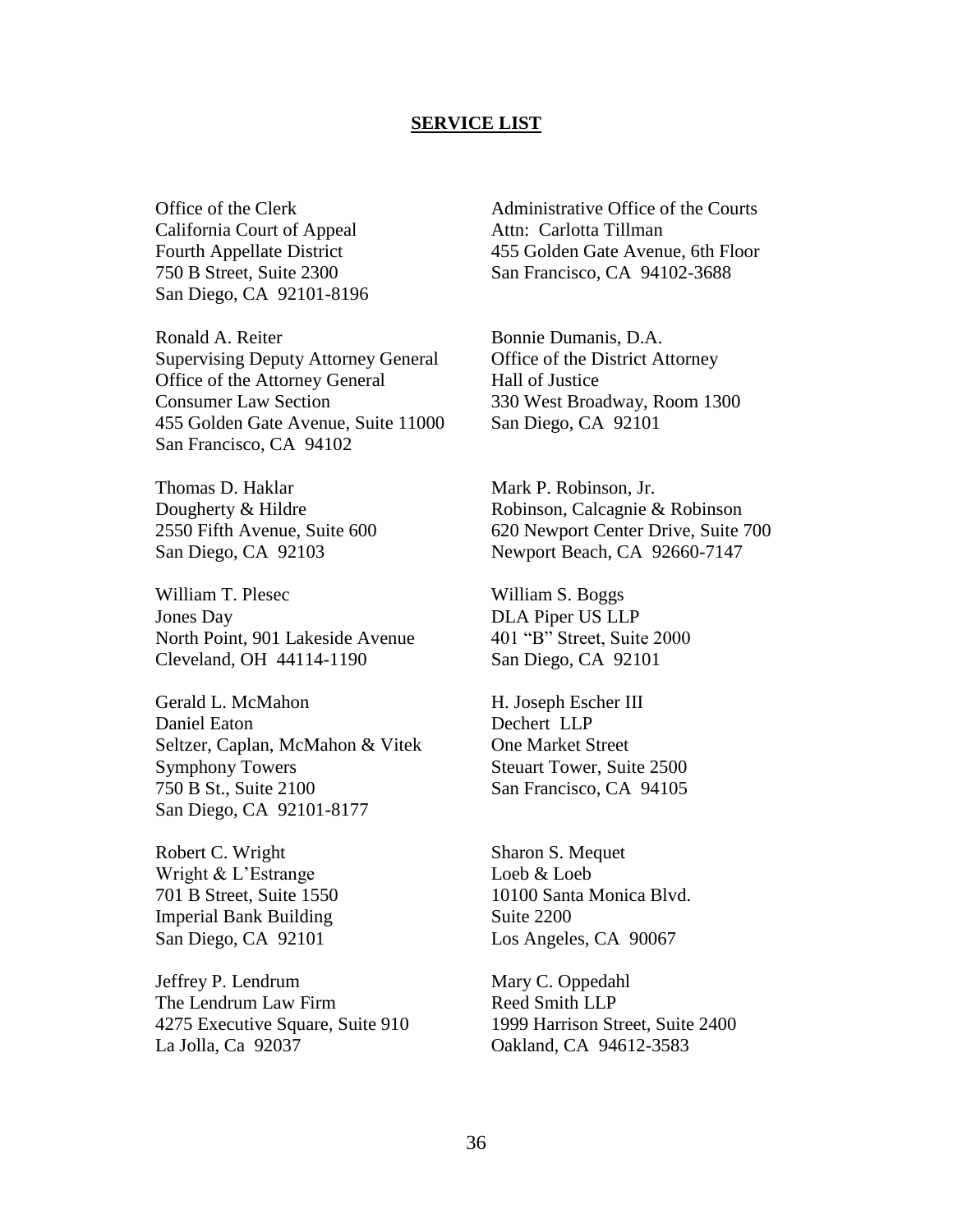**SERVICE LIST**

Office of the Clerk
California Court of Appeal
Fourth Appellate District
750 B Street, Suite 2300
San Diego, CA 92101-8196

Administrative Office of the Courts
Attn: Carlotta Tillman
455 Golden Gate Avenue, 6th Floor
San Francisco, CA 94102-3688

Ronald A. Reiter
Supervising Deputy Attorney General
Office of the Attorney General
Consumer Law Section
455 Golden Gate Avenue, Suite 11000
San Francisco, CA 94102

Bonnie Dumanis, D.A.
Office of the District Attorney
Hall of Justice
330 West Broadway, Room 1300
San Diego, CA 92101

Thomas D. Haklar
Dougherty & Hildre
2550 Fifth Avenue, Suite 600
San Diego, CA 92103

Mark P. Robinson, Jr.
Robinson, Calcagnie & Robinson
620 Newport Center Drive, Suite 700
Newport Beach, CA 92660-7147

William T. Plesec
Jones Day
North Point, 901 Lakeside Avenue
Cleveland, OH 44114-1190

William S. Boggs
DLA Piper US LLP
401 "B" Street, Suite 2000
San Diego, CA 92101

Gerald L. McMahon
Daniel Eaton
Seltzer, Caplan, McMahon & Vitek
Symphony Towers
750 B St., Suite 2100
San Diego, CA 92101-8177

H. Joseph Escher III
Dechert LLP
One Market Street
Steuart Tower, Suite 2500
San Francisco, CA 94105

Robert C. Wright
Wright & L'Estrange
701 B Street, Suite 1550
Imperial Bank Building
San Diego, CA 92101

Sharon S. Mequet
Loeb & Loeb
10100 Santa Monica Blvd.
Suite 2200
Los Angeles, CA 90067

Jeffrey P. Lendrum
The Lendrum Law Firm
4275 Executive Square, Suite 910
La Jolla, Ca 92037

Mary C. Oppedahl
Reed Smith LLP
1999 Harrison Street, Suite 2400
Oakland, CA 94612-3583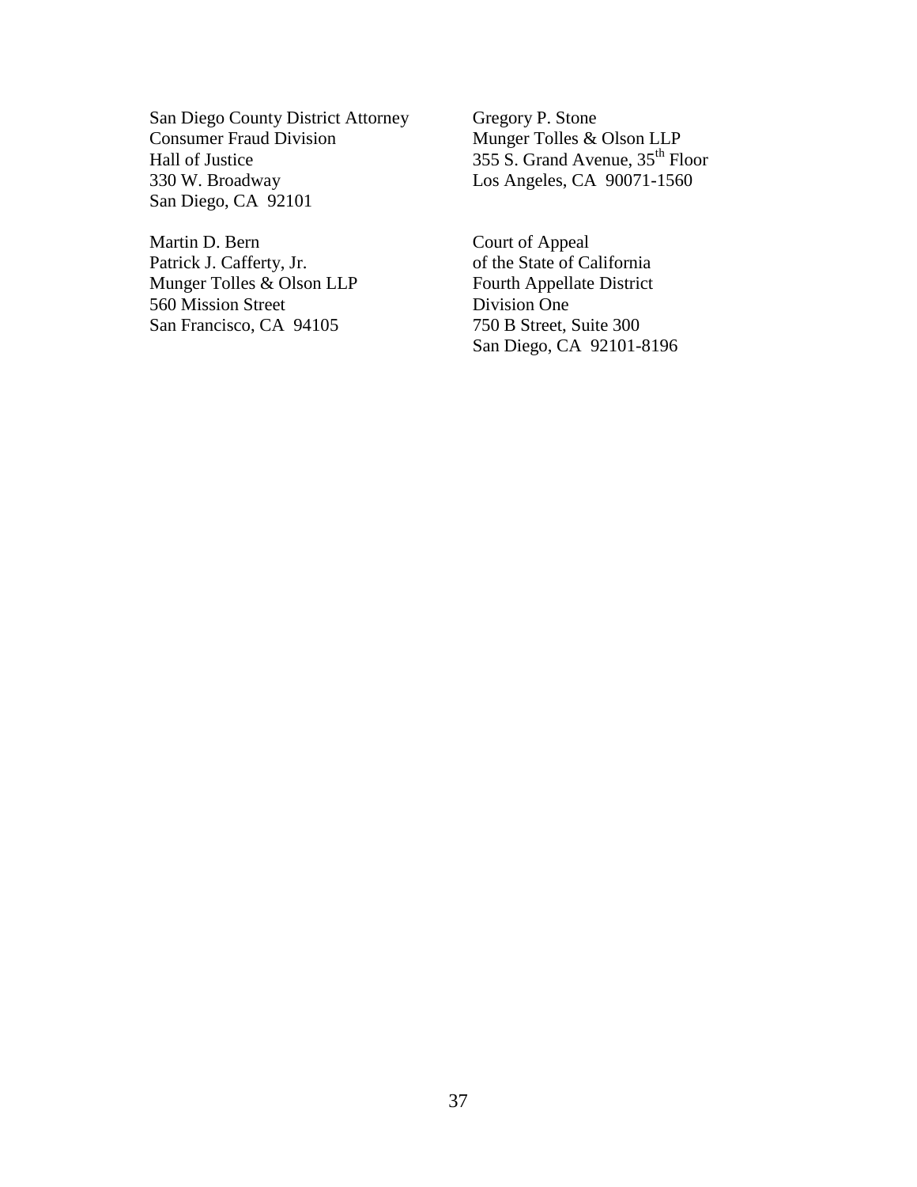San Diego County District Attorney
Consumer Fraud Division
Hall of Justice
330 W. Broadway
San Diego, CA 92101

Gregory P. Stone
Munger Tolles & Olson LLP
355 S. Grand Avenue, 35th Floor
Los Angeles, CA 90071-1560

Martin D. Bern
Patrick J. Cafferty, Jr.
Munger Tolles & Olson LLP
560 Mission Street
San Francisco, CA 94105

Court of Appeal
of the State of California
Fourth Appellate District
Division One
750 B Street, Suite 300
San Diego, CA 92101-8196